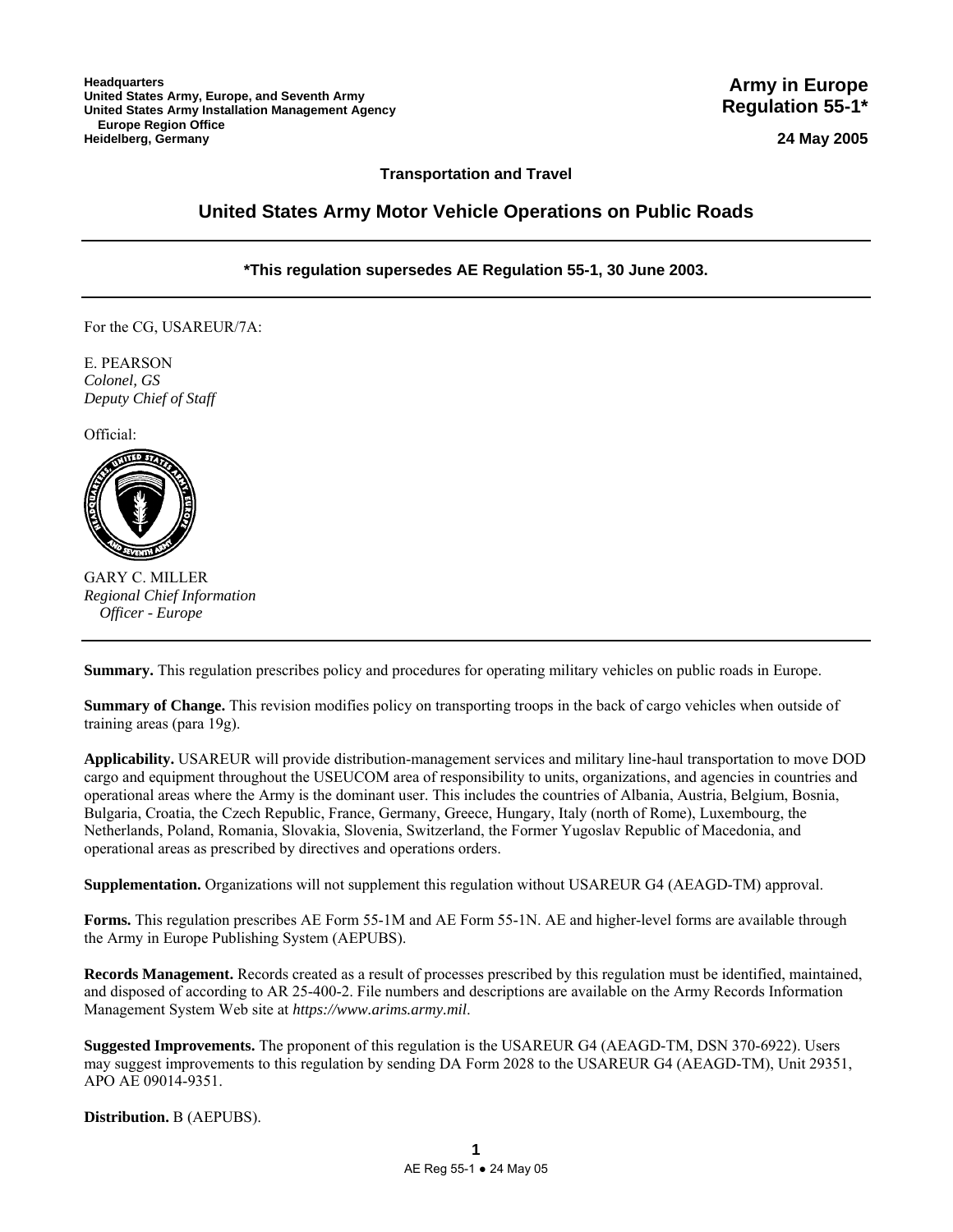Headquarters
United States Army, Europe, and Seventh Army
United States Army Installation Management Agency
Europe Region Office
Heidelberg, Germany

**Army in Europe Regulation 55-1***

**24 May 2005**

**Transportation and Travel**

# United States Army Motor Vehicle Operations on Public Roads

***This regulation supersedes AE Regulation 55-1, 30 June 2003.**

For the CG, USAREUR/7A:

E. PEARSON
*Colonel, GS*
*Deputy Chief of Staff*

Official:

GARY C. MILLER
*Regional Chief Information Officer - Europe*

**Summary.** This regulation prescribes policy and procedures for operating military vehicles on public roads in Europe.

**Summary of Change.** This revision modifies policy on transporting troops in the back of cargo vehicles when outside of training areas (para 19g).

**Applicability.** USAREUR will provide distribution-management services and military line-haul transportation to move DOD cargo and equipment throughout the USEUCOM area of responsibility to units, organizations, and agencies in countries and operational areas where the Army is the dominant user. This includes the countries of Albania, Austria, Belgium, Bosnia, Bulgaria, Croatia, the Czech Republic, France, Germany, Greece, Hungary, Italy (north of Rome), Luxembourg, the Netherlands, Poland, Romania, Slovakia, Slovenia, Switzerland, the Former Yugoslav Republic of Macedonia, and operational areas as prescribed by directives and operations orders.

**Supplementation.** Organizations will not supplement this regulation without USAREUR G4 (AEAGD-TM) approval.

**Forms.** This regulation prescribes AE Form 55-1M and AE Form 55-1N. AE and higher-level forms are available through the Army in Europe Publishing System (AEPUBS).

**Records Management.** Records created as a result of processes prescribed by this regulation must be identified, maintained, and disposed of according to AR 25-400-2. File numbers and descriptions are available on the Army Records Information Management System Web site at ***https://www.arims.army.mil***.

**Suggested Improvements.** The proponent of this regulation is the USAREUR G4 (AEAGD-TM, DSN 370-6922). Users may suggest improvements to this regulation by sending DA Form 2028 to the USAREUR G4 (AEAGD-TM), Unit 29351, APO AE 09014-9351.

**Distribution.** B (AEPUBS).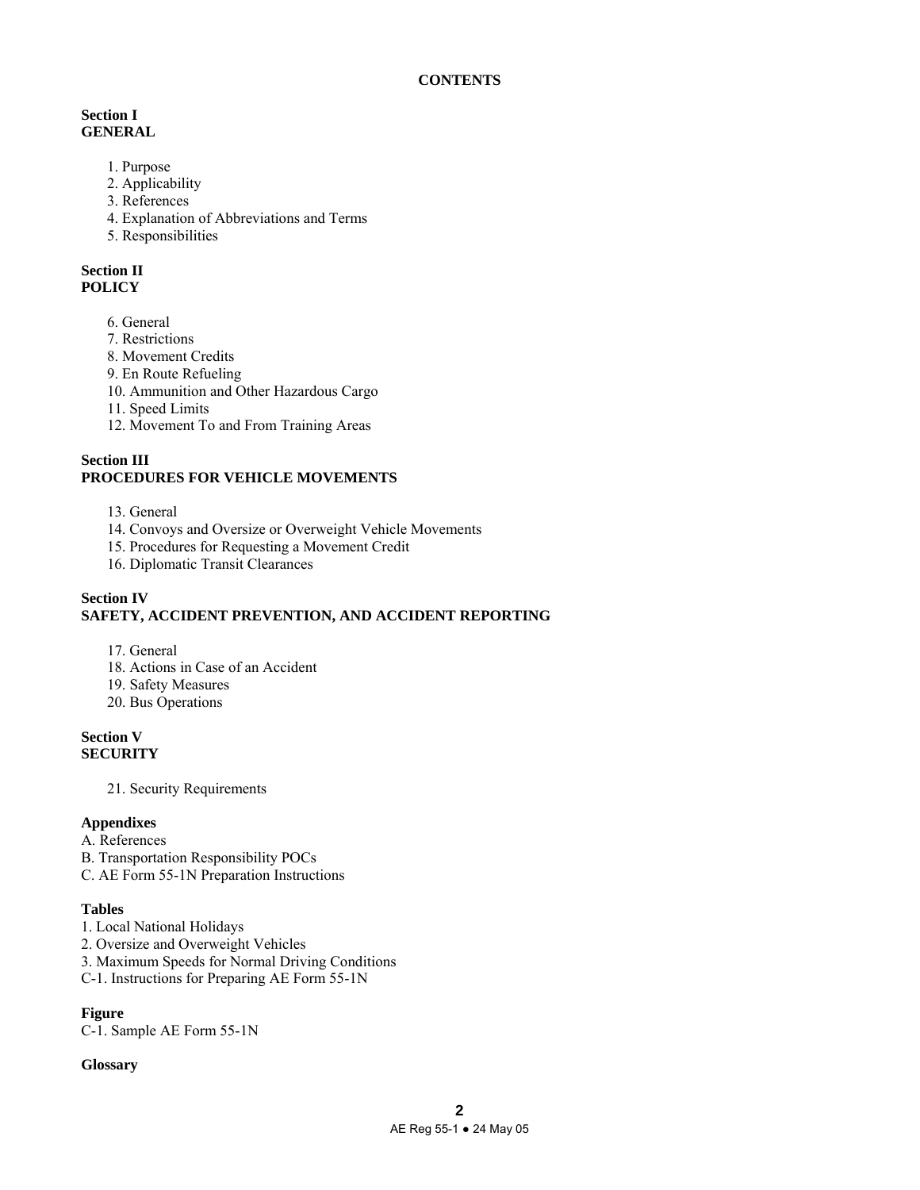**CONTENTS**

**Section I**
**GENERAL**

1. Purpose
2. Applicability
3. References
4. Explanation of Abbreviations and Terms
5. Responsibilities

**Section II**
**POLICY**

6. General
7. Restrictions
8. Movement Credits
9. En Route Refueling
10. Ammunition and Other Hazardous Cargo
11. Speed Limits
12. Movement To and From Training Areas

**Section III**
**PROCEDURES FOR VEHICLE MOVEMENTS**

13. General
14. Convoys and Oversize or Overweight Vehicle Movements
15. Procedures for Requesting a Movement Credit
16. Diplomatic Transit Clearances

**Section IV**
**SAFETY, ACCIDENT PREVENTION, AND ACCIDENT REPORTING**

17. General
18. Actions in Case of an Accident
19. Safety Measures
20. Bus Operations

**Section V**
**SECURITY**

21. Security Requirements

**Appendixes**

A. References
B. Transportation Responsibility POCs
C. AE Form 55-1N Preparation Instructions

**Tables**

1. Local National Holidays
2. Oversize and Overweight Vehicles
3. Maximum Speeds for Normal Driving Conditions
C-1. Instructions for Preparing AE Form 55-1N

**Figure**

C-1. Sample AE Form 55-1N

**Glossary**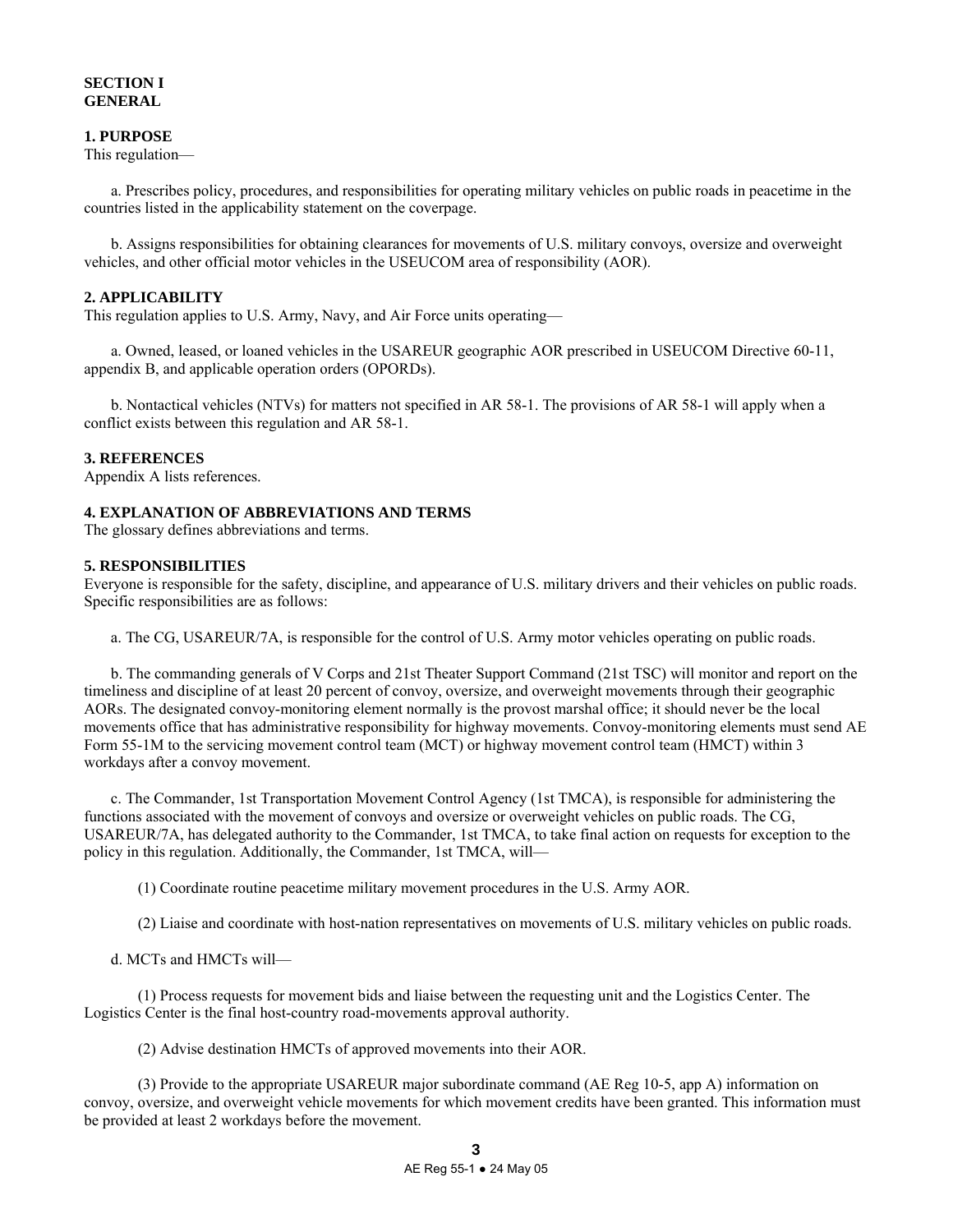## SECTION I
## GENERAL

### 1. PURPOSE

This regulation—

a. Prescribes policy, procedures, and responsibilities for operating military vehicles on public roads in peacetime in the countries listed in the applicability statement on the coverpage.

b. Assigns responsibilities for obtaining clearances for movements of U.S. military convoys, oversize and overweight vehicles, and other official motor vehicles in the USEUCOM area of responsibility (AOR).

### 2. APPLICABILITY

This regulation applies to U.S. Army, Navy, and Air Force units operating—

a. Owned, leased, or loaned vehicles in the USAREUR geographic AOR prescribed in USEUCOM Directive 60-11, appendix B, and applicable operation orders (OPORDs).

b. Nontactical vehicles (NTVs) for matters not specified in AR 58-1. The provisions of AR 58-1 will apply when a conflict exists between this regulation and AR 58-1.

### 3. REFERENCES

Appendix A lists references.

### 4. EXPLANATION OF ABBREVIATIONS AND TERMS

The glossary defines abbreviations and terms.

### 5. RESPONSIBILITIES

Everyone is responsible for the safety, discipline, and appearance of U.S. military drivers and their vehicles on public roads. Specific responsibilities are as follows:

a. The CG, USAREUR/7A, is responsible for the control of U.S. Army motor vehicles operating on public roads.

b. The commanding generals of V Corps and 21st Theater Support Command (21st TSC) will monitor and report on the timeliness and discipline of at least 20 percent of convoy, oversize, and overweight movements through their geographic AORs. The designated convoy-monitoring element normally is the provost marshal office; it should never be the local movements office that has administrative responsibility for highway movements. Convoy-monitoring elements must send AE Form 55-1M to the servicing movement control team (MCT) or highway movement control team (HMCT) within 3 workdays after a convoy movement.

c. The Commander, 1st Transportation Movement Control Agency (1st TMCA), is responsible for administering the functions associated with the movement of convoys and oversize or overweight vehicles on public roads. The CG, USAREUR/7A, has delegated authority to the Commander, 1st TMCA, to take final action on requests for exception to the policy in this regulation. Additionally, the Commander, 1st TMCA, will—

(1) Coordinate routine peacetime military movement procedures in the U.S. Army AOR.

(2) Liaise and coordinate with host-nation representatives on movements of U.S. military vehicles on public roads.

d. MCTs and HMCTs will—

(1) Process requests for movement bids and liaise between the requesting unit and the Logistics Center. The Logistics Center is the final host-country road-movements approval authority.

(2) Advise destination HMCTs of approved movements into their AOR.

(3) Provide to the appropriate USAREUR major subordinate command (AE Reg 10-5, app A) information on convoy, oversize, and overweight vehicle movements for which movement credits have been granted. This information must be provided at least 2 workdays before the movement.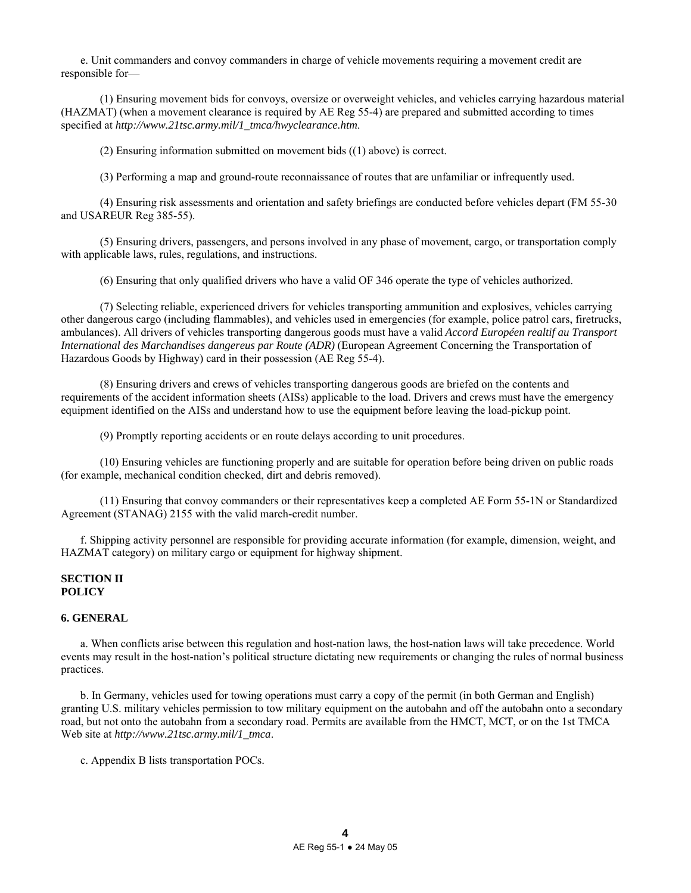e. Unit commanders and convoy commanders in charge of vehicle movements requiring a movement credit are responsible for—

(1) Ensuring movement bids for convoys, oversize or overweight vehicles, and vehicles carrying hazardous material (HAZMAT) (when a movement clearance is required by AE Reg 55-4) are prepared and submitted according to times specified at *http://www.21tsc.army.mil/1_tmca/hwyclearance.htm*.

(2) Ensuring information submitted on movement bids ((1) above) is correct.

(3) Performing a map and ground-route reconnaissance of routes that are unfamiliar or infrequently used.

(4) Ensuring risk assessments and orientation and safety briefings are conducted before vehicles depart (FM 55-30 and USAREUR Reg 385-55).

(5) Ensuring drivers, passengers, and persons involved in any phase of movement, cargo, or transportation comply with applicable laws, rules, regulations, and instructions.

(6) Ensuring that only qualified drivers who have a valid OF 346 operate the type of vehicles authorized.

(7) Selecting reliable, experienced drivers for vehicles transporting ammunition and explosives, vehicles carrying other dangerous cargo (including flammables), and vehicles used in emergencies (for example, police patrol cars, firetrucks, ambulances). All drivers of vehicles transporting dangerous goods must have a valid *Accord Européen realtif au Transport International des Marchandises dangereus par Route (ADR)* (European Agreement Concerning the Transportation of Hazardous Goods by Highway) card in their possession (AE Reg 55-4).

(8) Ensuring drivers and crews of vehicles transporting dangerous goods are briefed on the contents and requirements of the accident information sheets (AISs) applicable to the load. Drivers and crews must have the emergency equipment identified on the AISs and understand how to use the equipment before leaving the load-pickup point.

(9) Promptly reporting accidents or en route delays according to unit procedures.

(10) Ensuring vehicles are functioning properly and are suitable for operation before being driven on public roads (for example, mechanical condition checked, dirt and debris removed).

(11) Ensuring that convoy commanders or their representatives keep a completed AE Form 55-1N or Standardized Agreement (STANAG) 2155 with the valid march-credit number.

f. Shipping activity personnel are responsible for providing accurate information (for example, dimension, weight, and HAZMAT category) on military cargo or equipment for highway shipment.

## SECTION II
## POLICY

### 6. GENERAL

a. When conflicts arise between this regulation and host-nation laws, the host-nation laws will take precedence. World events may result in the host-nation's political structure dictating new requirements or changing the rules of normal business practices.

b. In Germany, vehicles used for towing operations must carry a copy of the permit (in both German and English) granting U.S. military vehicles permission to tow military equipment on the autobahn and off the autobahn onto a secondary road, but not onto the autobahn from a secondary road. Permits are available from the HMCT, MCT, or on the 1st TMCA Web site at *http://www.21tsc.army.mil/1_tmca*.

c. Appendix B lists transportation POCs.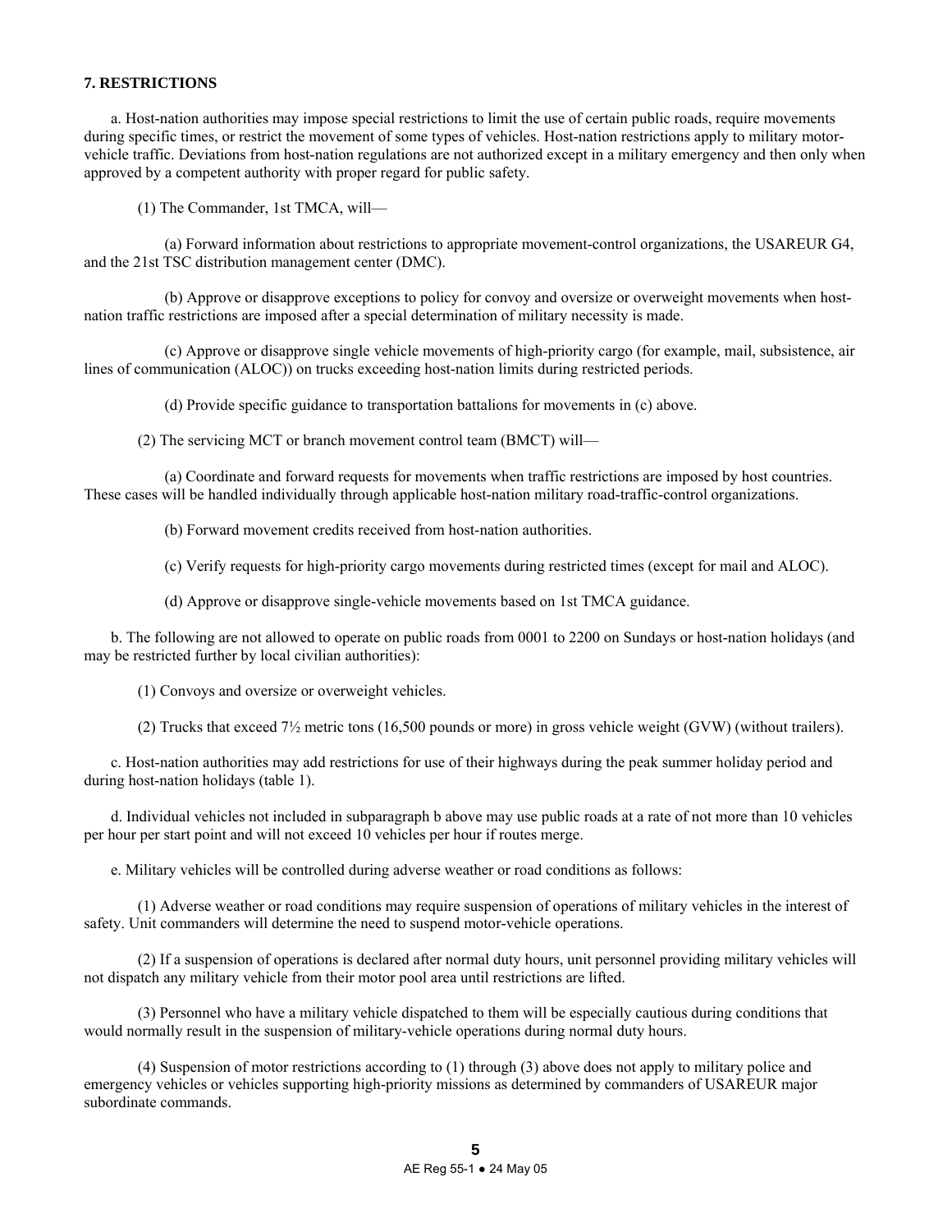**7. RESTRICTIONS**

a. Host-nation authorities may impose special restrictions to limit the use of certain public roads, require movements during specific times, or restrict the movement of some types of vehicles. Host-nation restrictions apply to military motor-vehicle traffic. Deviations from host-nation regulations are not authorized except in a military emergency and then only when approved by a competent authority with proper regard for public safety.

(1) The Commander, 1st TMCA, will—

(a) Forward information about restrictions to appropriate movement-control organizations, the USAREUR G4, and the 21st TSC distribution management center (DMC).

(b) Approve or disapprove exceptions to policy for convoy and oversize or overweight movements when host-nation traffic restrictions are imposed after a special determination of military necessity is made.

(c) Approve or disapprove single vehicle movements of high-priority cargo (for example, mail, subsistence, air lines of communication (ALOC)) on trucks exceeding host-nation limits during restricted periods.

(d) Provide specific guidance to transportation battalions for movements in (c) above.

(2) The servicing MCT or branch movement control team (BMCT) will—

(a) Coordinate and forward requests for movements when traffic restrictions are imposed by host countries. These cases will be handled individually through applicable host-nation military road-traffic-control organizations.

(b) Forward movement credits received from host-nation authorities.

(c) Verify requests for high-priority cargo movements during restricted times (except for mail and ALOC).

(d) Approve or disapprove single-vehicle movements based on 1st TMCA guidance.

b. The following are not allowed to operate on public roads from 0001 to 2200 on Sundays or host-nation holidays (and may be restricted further by local civilian authorities):

(1) Convoys and oversize or overweight vehicles.

(2) Trucks that exceed 7½ metric tons (16,500 pounds or more) in gross vehicle weight (GVW) (without trailers).

c. Host-nation authorities may add restrictions for use of their highways during the peak summer holiday period and during host-nation holidays (table 1).

d. Individual vehicles not included in subparagraph b above may use public roads at a rate of not more than 10 vehicles per hour per start point and will not exceed 10 vehicles per hour if routes merge.

e. Military vehicles will be controlled during adverse weather or road conditions as follows:

(1) Adverse weather or road conditions may require suspension of operations of military vehicles in the interest of safety. Unit commanders will determine the need to suspend motor-vehicle operations.

(2) If a suspension of operations is declared after normal duty hours, unit personnel providing military vehicles will not dispatch any military vehicle from their motor pool area until restrictions are lifted.

(3) Personnel who have a military vehicle dispatched to them will be especially cautious during conditions that would normally result in the suspension of military-vehicle operations during normal duty hours.

(4) Suspension of motor restrictions according to (1) through (3) above does not apply to military police and emergency vehicles or vehicles supporting high-priority missions as determined by commanders of USAREUR major subordinate commands.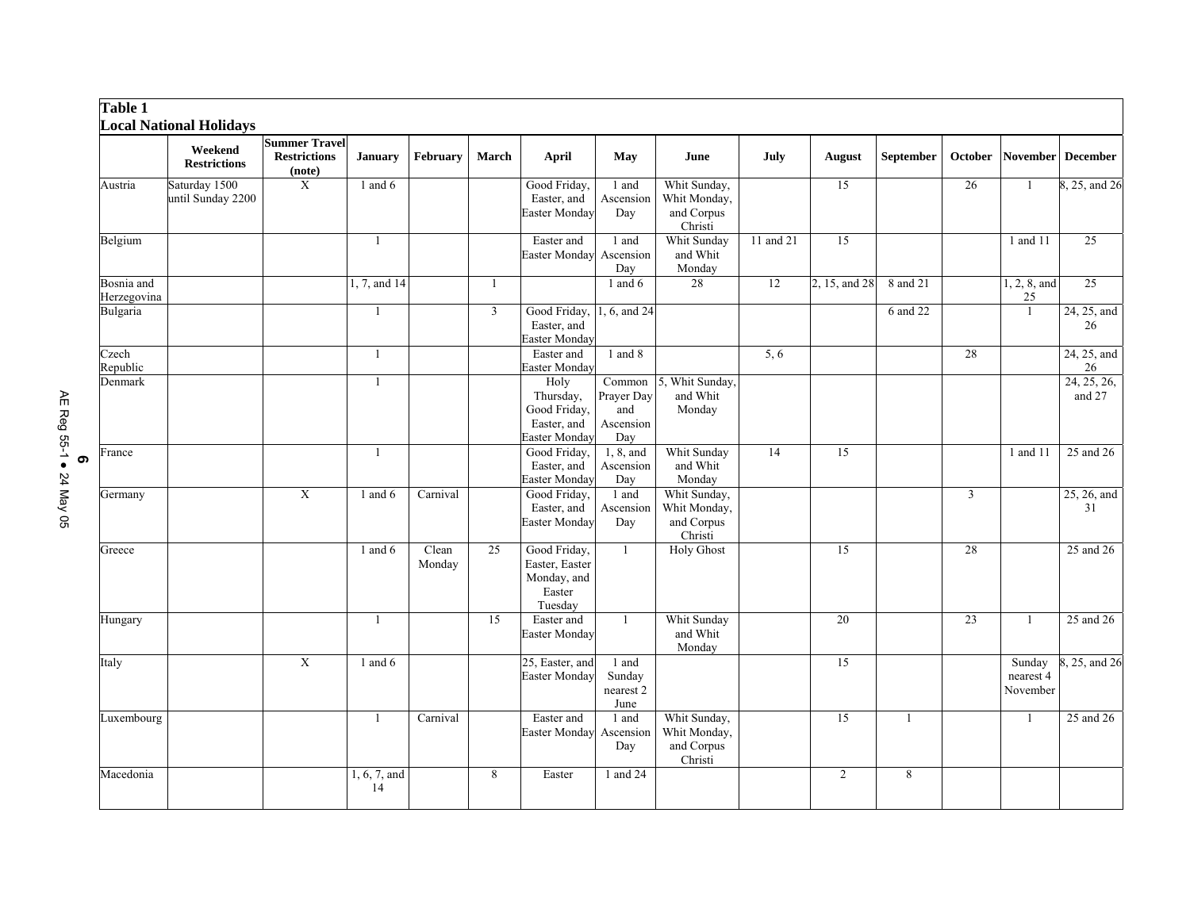**Table 1**
**Local National Holidays**

| | Weekend Restrictions | Summer Travel Restrictions (note) | January | February | March | April | May | June | July | August | September | October | November | December |
|---|---|---|---|---|---|---|---|---|---|---|---|---|---|---|
| Austria | Saturday 1500 until Sunday 2200 | X | 1 and 6 | | | Good Friday, Easter, and Easter Monday | 1 and Ascension Day | Whit Sunday, Whit Monday, and Corpus Christi | | 15 | | 26 | 1 | 8, 25, and 26 |
| Belgium | | | 1 | | | Easter and Easter Monday | 1 and Ascension Day | Whit Sunday and Whit Monday | 11 and 21 | 15 | | | 1 and 11 | 25 |
| Bosnia and Herzegovina | | | 1, 7, and 14 | | 1 | | 1 and 6 | 28 | 12 | 2, 15, and 28 | 8 and 21 | | 1, 2, 8, and 25 | 25 |
| Bulgaria | | | 1 | | 3 | Good Friday, Easter, and Easter Monday | 1, 6, and 24 | | | | 6 and 22 | | 1 | 24, 25, and 26 |
| Czech Republic | | | 1 | | | Easter and Easter Monday | 1 and 8 | | 5, 6 | | | 28 | | 24, 25, and 26 |
| Denmark | | | 1 | | | Holy Thursday, Good Friday, Easter, and Easter Monday | Common Prayer Day and Ascension Day | 5, Whit Sunday, and Whit Monday | | | | | | 24, 25, 26, and 27 |
| France | | | 1 | | | Good Friday, Easter, and Easter Monday | 1, 8, and Ascension Day | Whit Sunday and Whit Monday | 14 | 15 | | | 1 and 11 | 25 and 26 |
| Germany | | X | 1 and 6 | Carnival | | Good Friday, Easter, and Easter Monday | 1 and Ascension Day | Whit Sunday, Whit Monday, and Corpus Christi | | | | 3 | | 25, 26, and 31 |
| Greece | | | 1 and 6 | Clean Monday | 25 | Good Friday, Easter, Easter Monday, and Easter Tuesday | 1 | Holy Ghost | | 15 | | 28 | | 25 and 26 |
| Hungary | | | 1 | | 15 | Easter and Easter Monday | 1 | Whit Sunday and Whit Monday | | 20 | | 23 | 1 | 25 and 26 |
| Italy | | X | 1 and 6 | | | 25, Easter, and Easter Monday | 1 and Sunday nearest 2 June | | | 15 | | | Sunday nearest 4 November | 8, 25, and 26 |
| Luxembourg | | | 1 | Carnival | | Easter and Easter Monday | 1 and Ascension Day | Whit Sunday, Whit Monday, and Corpus Christi | | 15 | 1 | | 1 | 25 and 26 |
| Macedonia | | | 1, 6, 7, and 14 | | 8 | Easter | 1 and 24 | | | 2 | 8 | | | |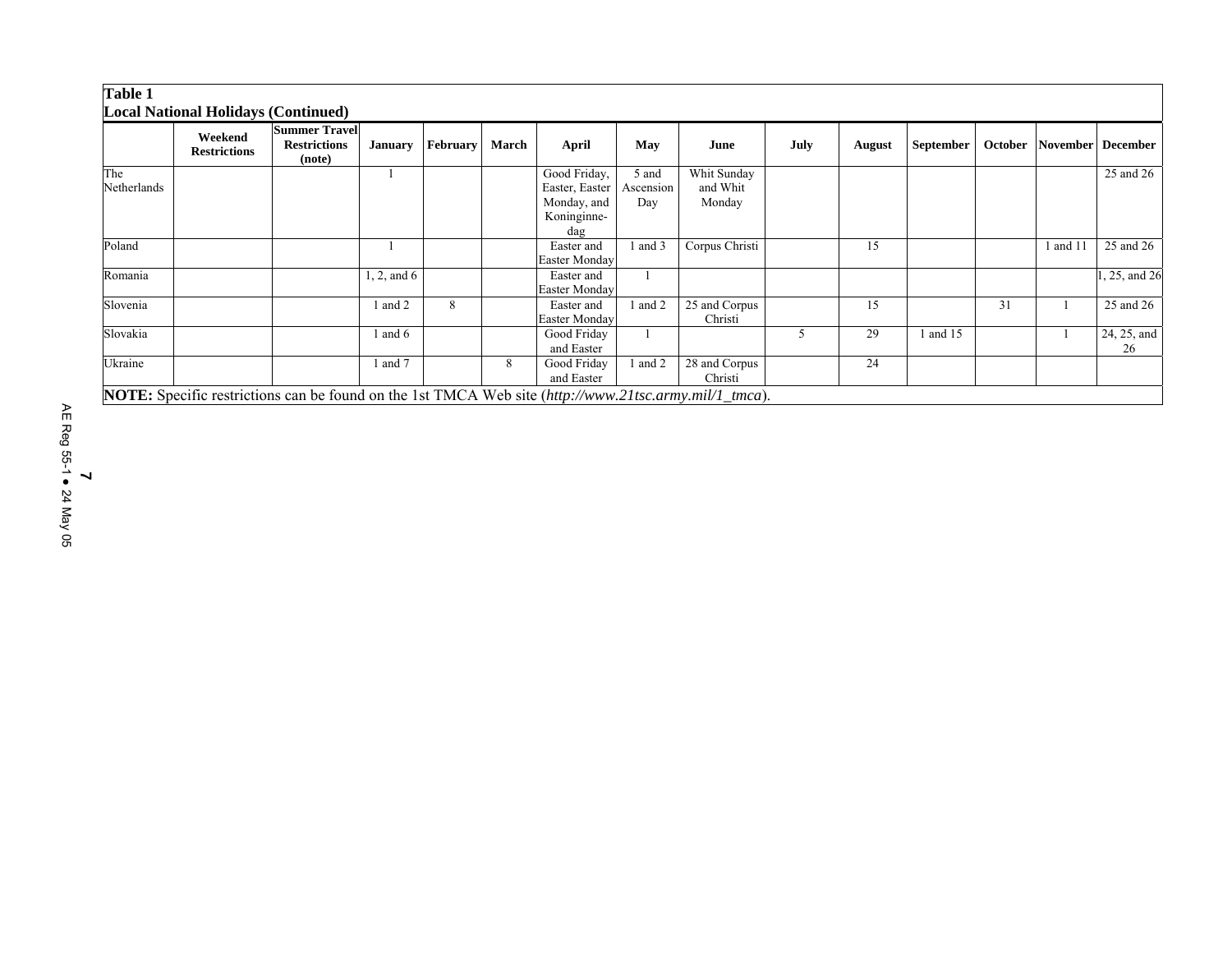**Table 1**
**Local National Holidays (Continued)**

| | Weekend Restrictions | Summer Travel Restrictions (note) | January | February | March | April | May | June | July | August | September | October | November | December |
|---|---|---|---|---|---|---|---|---|---|---|---|---|---|---|
| The Netherlands | | | 1 | | | Good Friday, Easter, Easter Monday, and Koninginne-dag | 5 and Ascension Day | Whit Sunday and Whit Monday | | | | | | 25 and 26 |
| Poland | | | 1 | | | Easter and Easter Monday | 1 and 3 | Corpus Christi | | 15 | | | 1 and 11 | 25 and 26 |
| Romania | | | 1, 2, and 6 | | | Easter and Easter Monday | 1 | | | | | | | 1, 25, and 26 |
| Slovenia | | | 1 and 2 | 8 | | Easter and Easter Monday | 1 and 2 | 25 and Corpus Christi | | 15 | | 31 | 1 | 25 and 26 |
| Slovakia | | | 1 and 6 | | | Good Friday and Easter | 1 | | 5 | 29 | 1 and 15 | | 1 | 24, 25, and 26 |
| Ukraine | | | 1 and 7 | | 8 | Good Friday and Easter | 1 and 2 | 28 and Corpus Christi | | 24 | | | | |

**NOTE:** Specific restrictions can be found on the 1st TMCA Web site (*http://www.21tsc.army.mil/1_tmca*).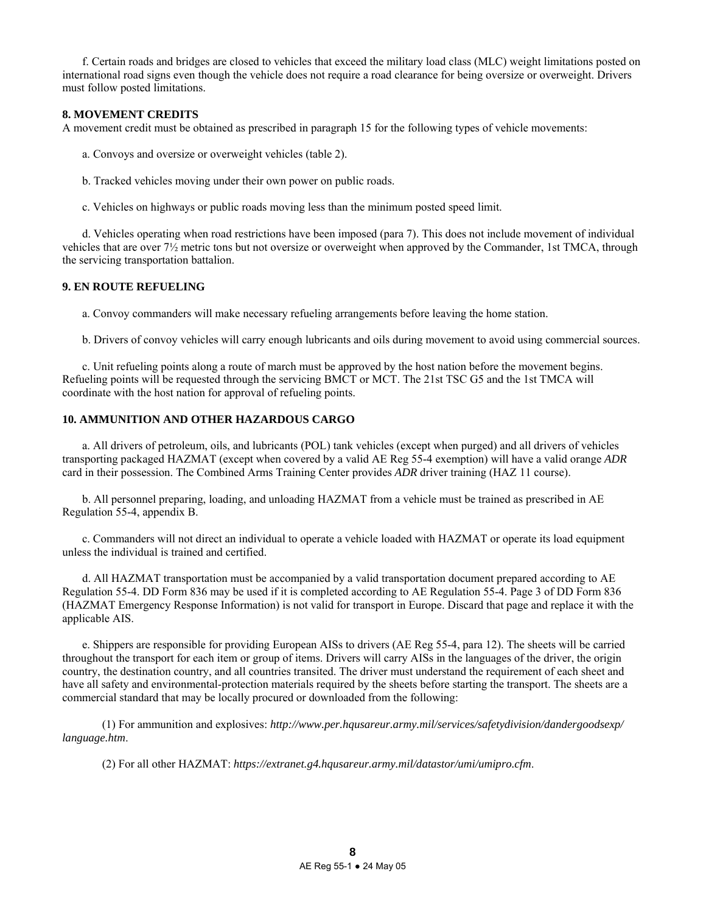f. Certain roads and bridges are closed to vehicles that exceed the military load class (MLC) weight limitations posted on international road signs even though the vehicle does not require a road clearance for being oversize or overweight. Drivers must follow posted limitations.

**8. MOVEMENT CREDITS**

A movement credit must be obtained as prescribed in paragraph 15 for the following types of vehicle movements:

a. Convoys and oversize or overweight vehicles (table 2).

b. Tracked vehicles moving under their own power on public roads.

c. Vehicles on highways or public roads moving less than the minimum posted speed limit.

d. Vehicles operating when road restrictions have been imposed (para 7). This does not include movement of individual vehicles that are over 7½ metric tons but not oversize or overweight when approved by the Commander, 1st TMCA, through the servicing transportation battalion.

**9. EN ROUTE REFUELING**

a. Convoy commanders will make necessary refueling arrangements before leaving the home station.

b. Drivers of convoy vehicles will carry enough lubricants and oils during movement to avoid using commercial sources.

c. Unit refueling points along a route of march must be approved by the host nation before the movement begins. Refueling points will be requested through the servicing BMCT or MCT. The 21st TSC G5 and the 1st TMCA will coordinate with the host nation for approval of refueling points.

**10. AMMUNITION AND OTHER HAZARDOUS CARGO**

a. All drivers of petroleum, oils, and lubricants (POL) tank vehicles (except when purged) and all drivers of vehicles transporting packaged HAZMAT (except when covered by a valid AE Reg 55-4 exemption) will have a valid orange *ADR* card in their possession. The Combined Arms Training Center provides *ADR* driver training (HAZ 11 course).

b. All personnel preparing, loading, and unloading HAZMAT from a vehicle must be trained as prescribed in AE Regulation 55-4, appendix B.

c. Commanders will not direct an individual to operate a vehicle loaded with HAZMAT or operate its load equipment unless the individual is trained and certified.

d. All HAZMAT transportation must be accompanied by a valid transportation document prepared according to AE Regulation 55-4. DD Form 836 may be used if it is completed according to AE Regulation 55-4. Page 3 of DD Form 836 (HAZMAT Emergency Response Information) is not valid for transport in Europe. Discard that page and replace it with the applicable AIS.

e. Shippers are responsible for providing European AISs to drivers (AE Reg 55-4, para 12). The sheets will be carried throughout the transport for each item or group of items. Drivers will carry AISs in the languages of the driver, the origin country, the destination country, and all countries transited. The driver must understand the requirement of each sheet and have all safety and environmental-protection materials required by the sheets before starting the transport. The sheets are a commercial standard that may be locally procured or downloaded from the following:

(1) For ammunition and explosives: *http://www.per.hqusareur.army.mil/services/safetydivision/dandergoodsexp/language.htm*.

(2) For all other HAZMAT: *https://extranet.g4.hqusareur.army.mil/datastor/umi/umipro.cfm*.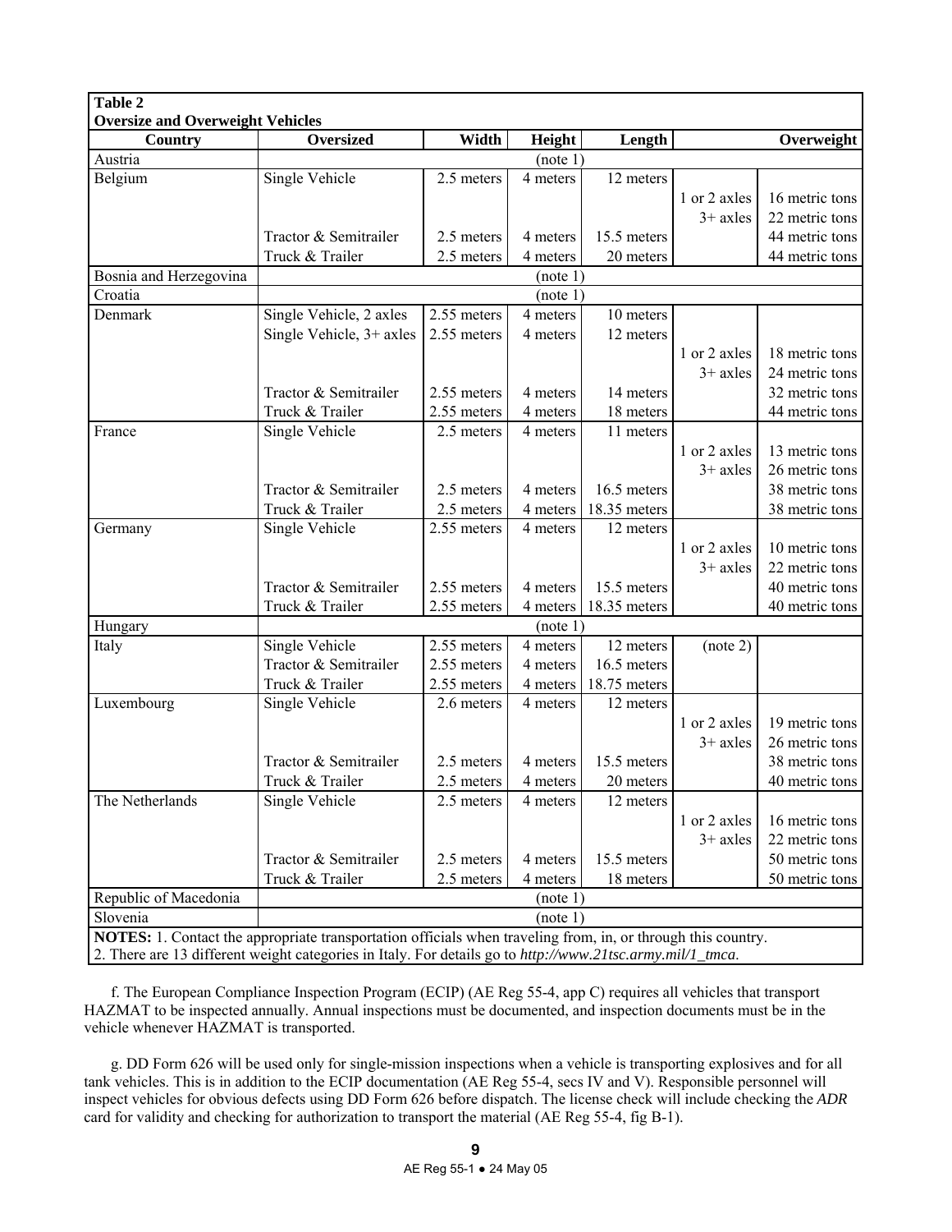**Table 2**
**Oversize and Overweight Vehicles**

| Country | Oversized | Width | Height | Length | | Overweight |
|---|---|---|---|---|---|---|
| Austria | (note 1) | | | | | |
| Belgium | Single Vehicle | 2.5 meters | 4 meters | 12 meters | | |
| | | | | | 1 or 2 axles | 16 metric tons |
| | | | | | 3+ axles | 22 metric tons |
| | Tractor & Semitrailer | 2.5 meters | 4 meters | 15.5 meters | | 44 metric tons |
| | Truck & Trailer | 2.5 meters | 4 meters | 20 meters | | 44 metric tons |
| Bosnia and Herzegovina | (note 1) | | | | | |
| Croatia | (note 1) | | | | | |
| Denmark | Single Vehicle, 2 axles | 2.55 meters | 4 meters | 10 meters | | |
| | Single Vehicle, 3+ axles | 2.55 meters | 4 meters | 12 meters | | |
| | | | | | 1 or 2 axles | 18 metric tons |
| | | | | | 3+ axles | 24 metric tons |
| | Tractor & Semitrailer | 2.55 meters | 4 meters | 14 meters | | 32 metric tons |
| | Truck & Trailer | 2.55 meters | 4 meters | 18 meters | | 44 metric tons |
| France | Single Vehicle | 2.5 meters | 4 meters | 11 meters | | |
| | | | | | 1 or 2 axles | 13 metric tons |
| | | | | | 3+ axles | 26 metric tons |
| | Tractor & Semitrailer | 2.5 meters | 4 meters | 16.5 meters | | 38 metric tons |
| | Truck & Trailer | 2.5 meters | 4 meters | 18.35 meters | | 38 metric tons |
| Germany | Single Vehicle | 2.55 meters | 4 meters | 12 meters | | |
| | | | | | 1 or 2 axles | 10 metric tons |
| | | | | | 3+ axles | 22 metric tons |
| | Tractor & Semitrailer | 2.55 meters | 4 meters | 15.5 meters | | 40 metric tons |
| | Truck & Trailer | 2.55 meters | 4 meters | 18.35 meters | | 40 metric tons |
| Hungary | (note 1) | | | | | |
| Italy | Single Vehicle | 2.55 meters | 4 meters | 12 meters | (note 2) | |
| | Tractor & Semitrailer | 2.55 meters | 4 meters | 16.5 meters | | |
| | Truck & Trailer | 2.55 meters | 4 meters | 18.75 meters | | |
| Luxembourg | Single Vehicle | 2.6 meters | 4 meters | 12 meters | | |
| | | | | | 1 or 2 axles | 19 metric tons |
| | | | | | 3+ axles | 26 metric tons |
| | Tractor & Semitrailer | 2.5 meters | 4 meters | 15.5 meters | | 38 metric tons |
| | Truck & Trailer | 2.5 meters | 4 meters | 20 meters | | 40 metric tons |
| The Netherlands | Single Vehicle | 2.5 meters | 4 meters | 12 meters | | |
| | | | | | 1 or 2 axles | 16 metric tons |
| | | | | | 3+ axles | 22 metric tons |
| | Tractor & Semitrailer | 2.5 meters | 4 meters | 15.5 meters | | 50 metric tons |
| | Truck & Trailer | 2.5 meters | 4 meters | 18 meters | | 50 metric tons |
| Republic of Macedonia | (note 1) | | | | | |
| Slovenia | (note 1) | | | | | |

**NOTES:** 1. Contact the appropriate transportation officials when traveling from, in, or through this country.
2. There are 13 different weight categories in Italy. For details go to *http://www.21tsc.army.mil/1_tmca*.

f. The European Compliance Inspection Program (ECIP) (AE Reg 55-4, app C) requires all vehicles that transport HAZMAT to be inspected annually. Annual inspections must be documented, and inspection documents must be in the vehicle whenever HAZMAT is transported.

g. DD Form 626 will be used only for single-mission inspections when a vehicle is transporting explosives and for all tank vehicles. This is in addition to the ECIP documentation (AE Reg 55-4, secs IV and V). Responsible personnel will inspect vehicles for obvious defects using DD Form 626 before dispatch. The license check will include checking the *ADR* card for validity and checking for authorization to transport the material (AE Reg 55-4, fig B-1).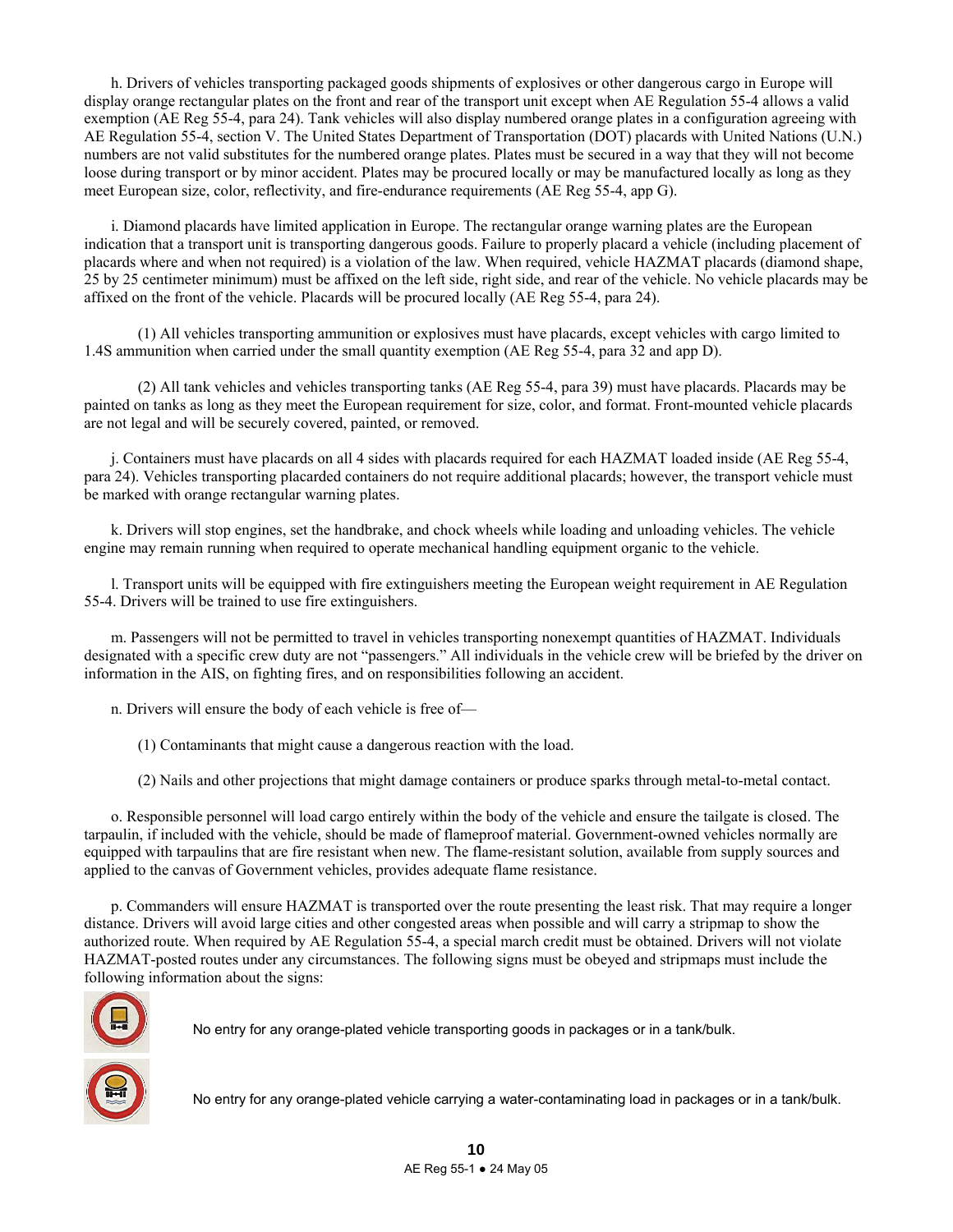h. Drivers of vehicles transporting packaged goods shipments of explosives or other dangerous cargo in Europe will display orange rectangular plates on the front and rear of the transport unit except when AE Regulation 55-4 allows a valid exemption (AE Reg 55-4, para 24). Tank vehicles will also display numbered orange plates in a configuration agreeing with AE Regulation 55-4, section V. The United States Department of Transportation (DOT) placards with United Nations (U.N.) numbers are not valid substitutes for the numbered orange plates. Plates must be secured in a way that they will not become loose during transport or by minor accident. Plates may be procured locally or may be manufactured locally as long as they meet European size, color, reflectivity, and fire-endurance requirements (AE Reg 55-4, app G).

i. Diamond placards have limited application in Europe. The rectangular orange warning plates are the European indication that a transport unit is transporting dangerous goods. Failure to properly placard a vehicle (including placement of placards where and when not required) is a violation of the law. When required, vehicle HAZMAT placards (diamond shape, 25 by 25 centimeter minimum) must be affixed on the left side, right side, and rear of the vehicle. No vehicle placards may be affixed on the front of the vehicle. Placards will be procured locally (AE Reg 55-4, para 24).

(1) All vehicles transporting ammunition or explosives must have placards, except vehicles with cargo limited to 1.4S ammunition when carried under the small quantity exemption (AE Reg 55-4, para 32 and app D).

(2) All tank vehicles and vehicles transporting tanks (AE Reg 55-4, para 39) must have placards. Placards may be painted on tanks as long as they meet the European requirement for size, color, and format. Front-mounted vehicle placards are not legal and will be securely covered, painted, or removed.

j. Containers must have placards on all 4 sides with placards required for each HAZMAT loaded inside (AE Reg 55-4, para 24). Vehicles transporting placarded containers do not require additional placards; however, the transport vehicle must be marked with orange rectangular warning plates.

k. Drivers will stop engines, set the handbrake, and chock wheels while loading and unloading vehicles. The vehicle engine may remain running when required to operate mechanical handling equipment organic to the vehicle.

l. Transport units will be equipped with fire extinguishers meeting the European weight requirement in AE Regulation 55-4. Drivers will be trained to use fire extinguishers.

m. Passengers will not be permitted to travel in vehicles transporting nonexempt quantities of HAZMAT. Individuals designated with a specific crew duty are not "passengers." All individuals in the vehicle crew will be briefed by the driver on information in the AIS, on fighting fires, and on responsibilities following an accident.

n. Drivers will ensure the body of each vehicle is free of—

(1) Contaminants that might cause a dangerous reaction with the load.

(2) Nails and other projections that might damage containers or produce sparks through metal-to-metal contact.

o. Responsible personnel will load cargo entirely within the body of the vehicle and ensure the tailgate is closed. The tarpaulin, if included with the vehicle, should be made of flameproof material. Government-owned vehicles normally are equipped with tarpaulins that are fire resistant when new. The flame-resistant solution, available from supply sources and applied to the canvas of Government vehicles, provides adequate flame resistance.

p. Commanders will ensure HAZMAT is transported over the route presenting the least risk. That may require a longer distance. Drivers will avoid large cities and other congested areas when possible and will carry a stripmap to show the authorized route. When required by AE Regulation 55-4, a special march credit must be obtained. Drivers will not violate HAZMAT-posted routes under any circumstances. The following signs must be obeyed and stripmaps must include the following information about the signs:

No entry for any orange-plated vehicle transporting goods in packages or in a tank/bulk.

No entry for any orange-plated vehicle carrying a water-contaminating load in packages or in a tank/bulk.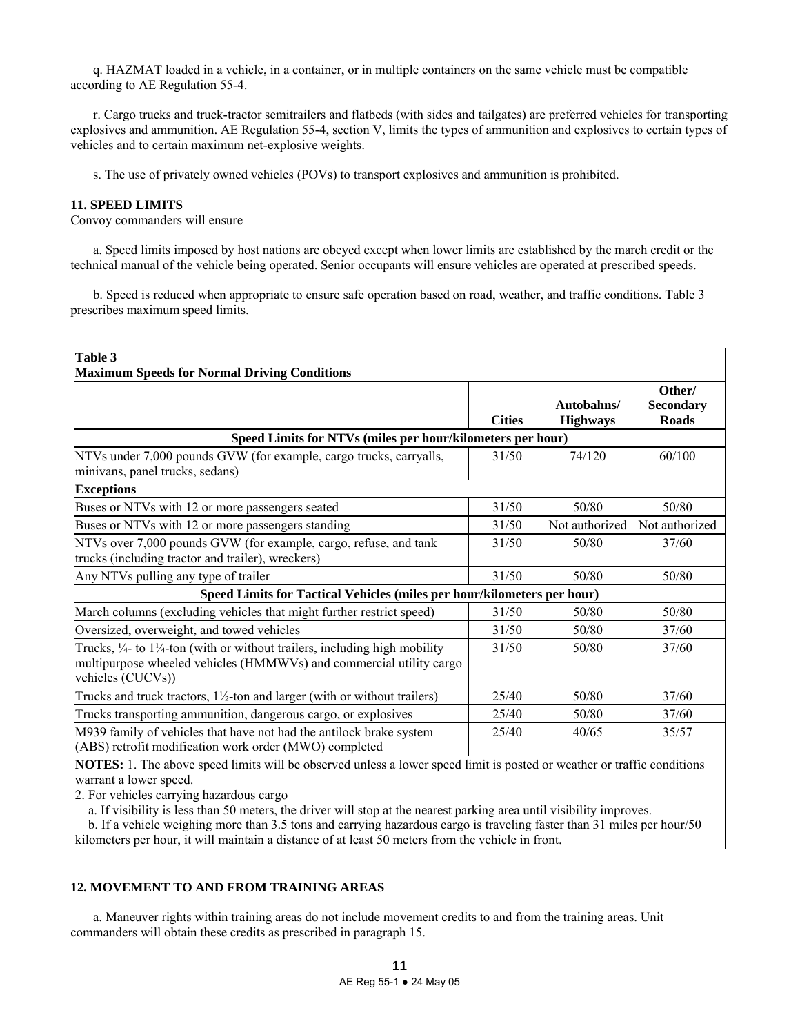q. HAZMAT loaded in a vehicle, in a container, or in multiple containers on the same vehicle must be compatible according to AE Regulation 55-4.

r. Cargo trucks and truck-tractor semitrailers and flatbeds (with sides and tailgates) are preferred vehicles for transporting explosives and ammunition. AE Regulation 55-4, section V, limits the types of ammunition and explosives to certain types of vehicles and to certain maximum net-explosive weights.

s. The use of privately owned vehicles (POVs) to transport explosives and ammunition is prohibited.

## 11. SPEED LIMITS

Convoy commanders will ensure—

a. Speed limits imposed by host nations are obeyed except when lower limits are established by the march credit or the technical manual of the vehicle being operated. Senior occupants will ensure vehicles are operated at prescribed speeds.

b. Speed is reduced when appropriate to ensure safe operation based on road, weather, and traffic conditions. Table 3 prescribes maximum speed limits.

**Table 3**
**Maximum Speeds for Normal Driving Conditions**

| | Cities | Autobahns/ Highways | Other/ Secondary Roads |
|---|---|---|---|
| **Speed Limits for NTVs (miles per hour/kilometers per hour)** | | | |
| NTVs under 7,000 pounds GVW (for example, cargo trucks, carryalls, minivans, panel trucks, sedans) | 31/50 | 74/120 | 60/100 |
| **Exceptions** | | | |
| Buses or NTVs with 12 or more passengers seated | 31/50 | 50/80 | 50/80 |
| Buses or NTVs with 12 or more passengers standing | 31/50 | Not authorized | Not authorized |
| NTVs over 7,000 pounds GVW (for example, cargo, refuse, and tank trucks (including tractor and trailer), wreckers) | 31/50 | 50/80 | 37/60 |
| Any NTVs pulling any type of trailer | 31/50 | 50/80 | 50/80 |
| **Speed Limits for Tactical Vehicles (miles per hour/kilometers per hour)** | | | |
| March columns (excluding vehicles that might further restrict speed) | 31/50 | 50/80 | 50/80 |
| Oversized, overweight, and towed vehicles | 31/50 | 50/80 | 37/60 |
| Trucks, ¼- to 1¼-ton (with or without trailers, including high mobility multipurpose wheeled vehicles (HMMWVs) and commercial utility cargo vehicles (CUCVs)) | 31/50 | 50/80 | 37/60 |
| Trucks and truck tractors, 1½-ton and larger (with or without trailers) | 25/40 | 50/80 | 37/60 |
| Trucks transporting ammunition, dangerous cargo, or explosives | 25/40 | 50/80 | 37/60 |
| M939 family of vehicles that have not had the antilock brake system (ABS) retrofit modification work order (MWO) completed | 25/40 | 40/65 | 35/57 |

**NOTES:** 1. The above speed limits will be observed unless a lower speed limit is posted or weather or traffic conditions warrant a lower speed.
2. For vehicles carrying hazardous cargo—
a. If visibility is less than 50 meters, the driver will stop at the nearest parking area until visibility improves.
b. If a vehicle weighing more than 3.5 tons and carrying hazardous cargo is traveling faster than 31 miles per hour/50 kilometers per hour, it will maintain a distance of at least 50 meters from the vehicle in front.

## 12. MOVEMENT TO AND FROM TRAINING AREAS

a. Maneuver rights within training areas do not include movement credits to and from the training areas. Unit commanders will obtain these credits as prescribed in paragraph 15.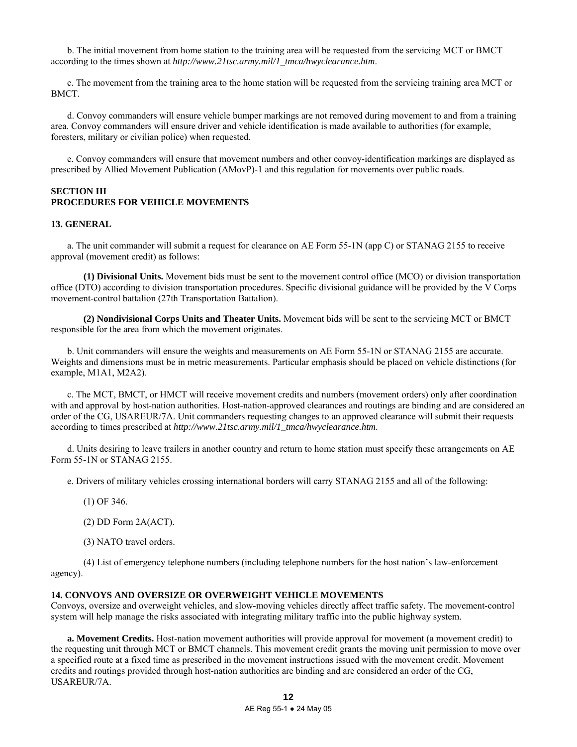b. The initial movement from home station to the training area will be requested from the servicing MCT or BMCT according to the times shown at *http://www.21tsc.army.mil/1_tmca/hwyclearance.htm*.

c. The movement from the training area to the home station will be requested from the servicing training area MCT or BMCT.

d. Convoy commanders will ensure vehicle bumper markings are not removed during movement to and from a training area. Convoy commanders will ensure driver and vehicle identification is made available to authorities (for example, foresters, military or civilian police) when requested.

e. Convoy commanders will ensure that movement numbers and other convoy-identification markings are displayed as prescribed by Allied Movement Publication (AMovP)-1 and this regulation for movements over public roads.

## SECTION III
## PROCEDURES FOR VEHICLE MOVEMENTS

### 13. GENERAL

a. The unit commander will submit a request for clearance on AE Form 55-1N (app C) or STANAG 2155 to receive approval (movement credit) as follows:

**(1) Divisional Units.** Movement bids must be sent to the movement control office (MCO) or division transportation office (DTO) according to division transportation procedures. Specific divisional guidance will be provided by the V Corps movement-control battalion (27th Transportation Battalion).

**(2) Nondivisional Corps Units and Theater Units.** Movement bids will be sent to the servicing MCT or BMCT responsible for the area from which the movement originates.

b. Unit commanders will ensure the weights and measurements on AE Form 55-1N or STANAG 2155 are accurate. Weights and dimensions must be in metric measurements. Particular emphasis should be placed on vehicle distinctions (for example, M1A1, M2A2).

c. The MCT, BMCT, or HMCT will receive movement credits and numbers (movement orders) only after coordination with and approval by host-nation authorities. Host-nation-approved clearances and routings are binding and are considered an order of the CG, USAREUR/7A. Unit commanders requesting changes to an approved clearance will submit their requests according to times prescribed at *http://www.21tsc.army.mil/1_tmca/hwyclearance.htm*.

d. Units desiring to leave trailers in another country and return to home station must specify these arrangements on AE Form 55-1N or STANAG 2155.

e. Drivers of military vehicles crossing international borders will carry STANAG 2155 and all of the following:

(1) OF 346.

(2) DD Form 2A(ACT).

(3) NATO travel orders.

(4) List of emergency telephone numbers (including telephone numbers for the host nation's law-enforcement agency).

### 14. CONVOYS AND OVERSIZE OR OVERWEIGHT VEHICLE MOVEMENTS

Convoys, oversize and overweight vehicles, and slow-moving vehicles directly affect traffic safety. The movement-control system will help manage the risks associated with integrating military traffic into the public highway system.

**a. Movement Credits.** Host-nation movement authorities will provide approval for movement (a movement credit) to the requesting unit through MCT or BMCT channels. This movement credit grants the moving unit permission to move over a specified route at a fixed time as prescribed in the movement instructions issued with the movement credit. Movement credits and routings provided through host-nation authorities are binding and are considered an order of the CG, USAREUR/7A.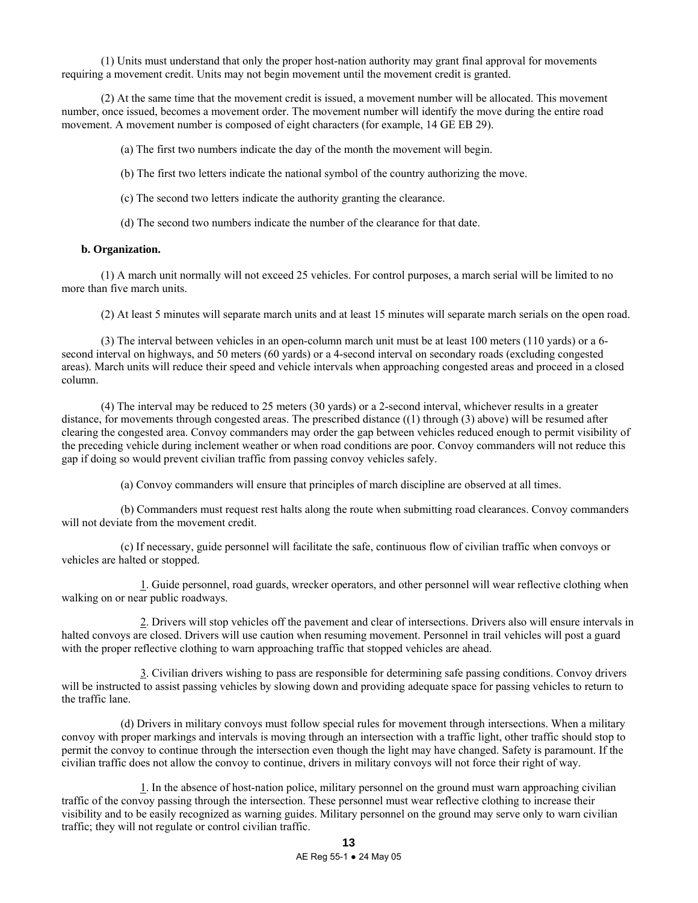(1) Units must understand that only the proper host-nation authority may grant final approval for movements requiring a movement credit. Units may not begin movement until the movement credit is granted.

(2) At the same time that the movement credit is issued, a movement number will be allocated. This movement number, once issued, becomes a movement order. The movement number will identify the move during the entire road movement. A movement number is composed of eight characters (for example, 14 GE EB 29).

(a) The first two numbers indicate the day of the month the movement will begin.

(b) The first two letters indicate the national symbol of the country authorizing the move.

(c) The second two letters indicate the authority granting the clearance.

(d) The second two numbers indicate the number of the clearance for that date.

**b. Organization.**

(1) A march unit normally will not exceed 25 vehicles. For control purposes, a march serial will be limited to no more than five march units.

(2) At least 5 minutes will separate march units and at least 15 minutes will separate march serials on the open road.

(3) The interval between vehicles in an open-column march unit must be at least 100 meters (110 yards) or a 6-second interval on highways, and 50 meters (60 yards) or a 4-second interval on secondary roads (excluding congested areas). March units will reduce their speed and vehicle intervals when approaching congested areas and proceed in a closed column.

(4) The interval may be reduced to 25 meters (30 yards) or a 2-second interval, whichever results in a greater distance, for movements through congested areas. The prescribed distance ((1) through (3) above) will be resumed after clearing the congested area. Convoy commanders may order the gap between vehicles reduced enough to permit visibility of the preceding vehicle during inclement weather or when road conditions are poor. Convoy commanders will not reduce this gap if doing so would prevent civilian traffic from passing convoy vehicles safely.

(a) Convoy commanders will ensure that principles of march discipline are observed at all times.

(b) Commanders must request rest halts along the route when submitting road clearances. Convoy commanders will not deviate from the movement credit.

(c) If necessary, guide personnel will facilitate the safe, continuous flow of civilian traffic when convoys or vehicles are halted or stopped.

1. Guide personnel, road guards, wrecker operators, and other personnel will wear reflective clothing when walking on or near public roadways.

2. Drivers will stop vehicles off the pavement and clear of intersections. Drivers also will ensure intervals in halted convoys are closed. Drivers will use caution when resuming movement. Personnel in trail vehicles will post a guard with the proper reflective clothing to warn approaching traffic that stopped vehicles are ahead.

3. Civilian drivers wishing to pass are responsible for determining safe passing conditions. Convoy drivers will be instructed to assist passing vehicles by slowing down and providing adequate space for passing vehicles to return to the traffic lane.

(d) Drivers in military convoys must follow special rules for movement through intersections. When a military convoy with proper markings and intervals is moving through an intersection with a traffic light, other traffic should stop to permit the convoy to continue through the intersection even though the light may have changed. Safety is paramount. If the civilian traffic does not allow the convoy to continue, drivers in military convoys will not force their right of way.

1. In the absence of host-nation police, military personnel on the ground must warn approaching civilian traffic of the convoy passing through the intersection. These personnel must wear reflective clothing to increase their visibility and to be easily recognized as warning guides. Military personnel on the ground may serve only to warn civilian traffic; they will not regulate or control civilian traffic.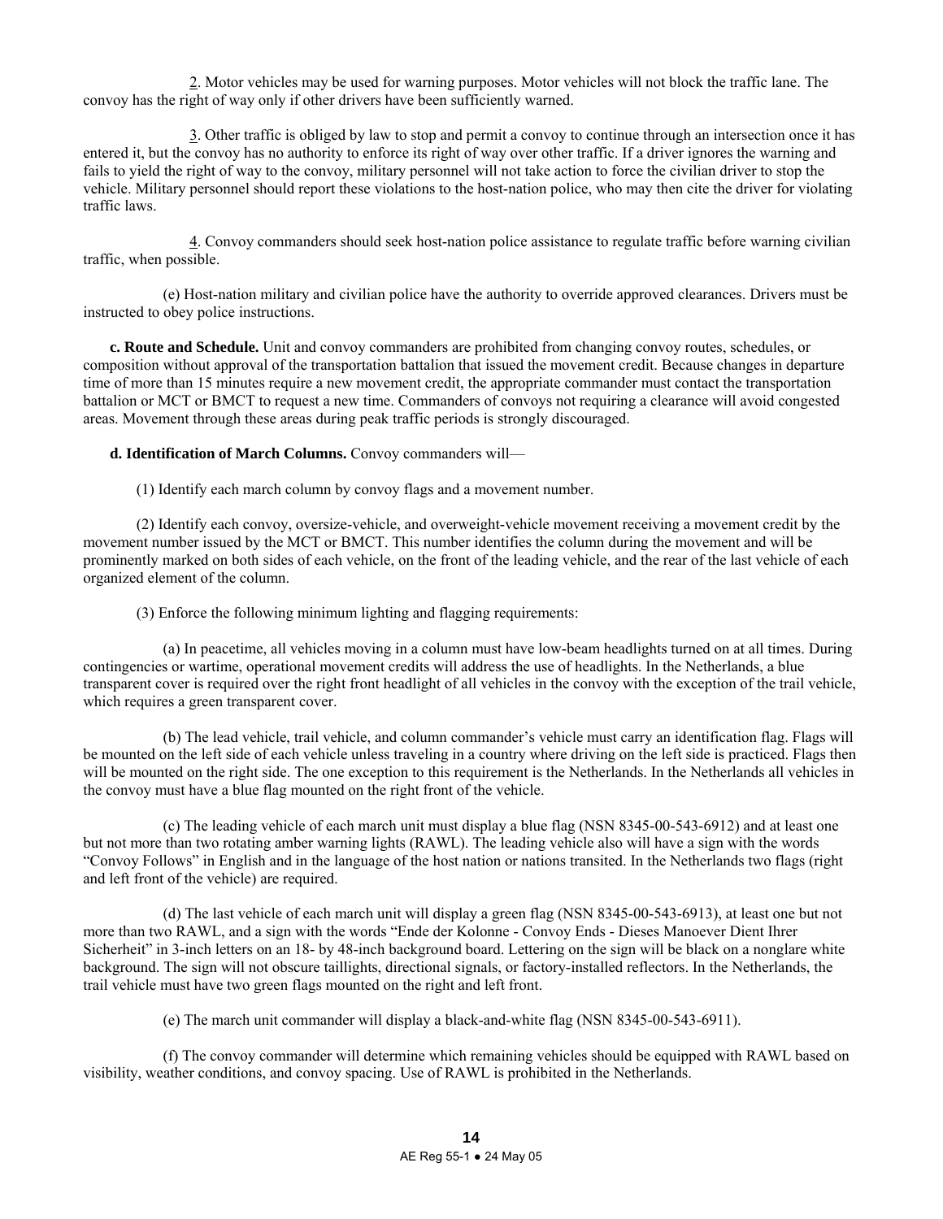2. Motor vehicles may be used for warning purposes. Motor vehicles will not block the traffic lane. The convoy has the right of way only if other drivers have been sufficiently warned.

3. Other traffic is obliged by law to stop and permit a convoy to continue through an intersection once it has entered it, but the convoy has no authority to enforce its right of way over other traffic. If a driver ignores the warning and fails to yield the right of way to the convoy, military personnel will not take action to force the civilian driver to stop the vehicle. Military personnel should report these violations to the host-nation police, who may then cite the driver for violating traffic laws.

4. Convoy commanders should seek host-nation police assistance to regulate traffic before warning civilian traffic, when possible.

(e) Host-nation military and civilian police have the authority to override approved clearances. Drivers must be instructed to obey police instructions.

**c. Route and Schedule.** Unit and convoy commanders are prohibited from changing convoy routes, schedules, or composition without approval of the transportation battalion that issued the movement credit. Because changes in departure time of more than 15 minutes require a new movement credit, the appropriate commander must contact the transportation battalion or MCT or BMCT to request a new time. Commanders of convoys not requiring a clearance will avoid congested areas. Movement through these areas during peak traffic periods is strongly discouraged.

**d. Identification of March Columns.** Convoy commanders will—

(1) Identify each march column by convoy flags and a movement number.

(2) Identify each convoy, oversize-vehicle, and overweight-vehicle movement receiving a movement credit by the movement number issued by the MCT or BMCT. This number identifies the column during the movement and will be prominently marked on both sides of each vehicle, on the front of the leading vehicle, and the rear of the last vehicle of each organized element of the column.

(3) Enforce the following minimum lighting and flagging requirements:

(a) In peacetime, all vehicles moving in a column must have low-beam headlights turned on at all times. During contingencies or wartime, operational movement credits will address the use of headlights. In the Netherlands, a blue transparent cover is required over the right front headlight of all vehicles in the convoy with the exception of the trail vehicle, which requires a green transparent cover.

(b) The lead vehicle, trail vehicle, and column commander's vehicle must carry an identification flag. Flags will be mounted on the left side of each vehicle unless traveling in a country where driving on the left side is practiced. Flags then will be mounted on the right side. The one exception to this requirement is the Netherlands. In the Netherlands all vehicles in the convoy must have a blue flag mounted on the right front of the vehicle.

(c) The leading vehicle of each march unit must display a blue flag (NSN 8345-00-543-6912) and at least one but not more than two rotating amber warning lights (RAWL). The leading vehicle also will have a sign with the words "Convoy Follows" in English and in the language of the host nation or nations transited. In the Netherlands two flags (right and left front of the vehicle) are required.

(d) The last vehicle of each march unit will display a green flag (NSN 8345-00-543-6913), at least one but not more than two RAWL, and a sign with the words "Ende der Kolonne - Convoy Ends - Dieses Manoever Dient Ihrer Sicherheit" in 3-inch letters on an 18- by 48-inch background board. Lettering on the sign will be black on a nonglare white background. The sign will not obscure taillights, directional signals, or factory-installed reflectors. In the Netherlands, the trail vehicle must have two green flags mounted on the right and left front.

(e) The march unit commander will display a black-and-white flag (NSN 8345-00-543-6911).

(f) The convoy commander will determine which remaining vehicles should be equipped with RAWL based on visibility, weather conditions, and convoy spacing. Use of RAWL is prohibited in the Netherlands.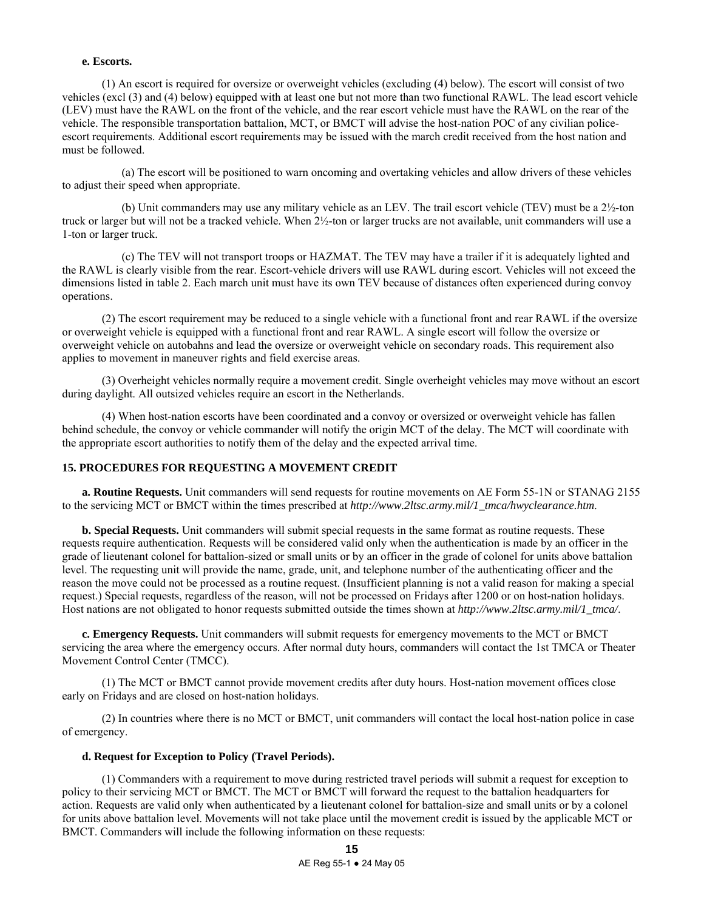**e. Escorts.**

(1) An escort is required for oversize or overweight vehicles (excluding (4) below). The escort will consist of two vehicles (excl (3) and (4) below) equipped with at least one but not more than two functional RAWL. The lead escort vehicle (LEV) must have the RAWL on the front of the vehicle, and the rear escort vehicle must have the RAWL on the rear of the vehicle. The responsible transportation battalion, MCT, or BMCT will advise the host-nation POC of any civilian police-escort requirements. Additional escort requirements may be issued with the march credit received from the host nation and must be followed.

(a) The escort will be positioned to warn oncoming and overtaking vehicles and allow drivers of these vehicles to adjust their speed when appropriate.

(b) Unit commanders may use any military vehicle as an LEV. The trail escort vehicle (TEV) must be a 2½-ton truck or larger but will not be a tracked vehicle. When 2½-ton or larger trucks are not available, unit commanders will use a 1-ton or larger truck.

(c) The TEV will not transport troops or HAZMAT. The TEV may have a trailer if it is adequately lighted and the RAWL is clearly visible from the rear. Escort-vehicle drivers will use RAWL during escort. Vehicles will not exceed the dimensions listed in table 2. Each march unit must have its own TEV because of distances often experienced during convoy operations.

(2) The escort requirement may be reduced to a single vehicle with a functional front and rear RAWL if the oversize or overweight vehicle is equipped with a functional front and rear RAWL. A single escort will follow the oversize or overweight vehicle on autobahns and lead the oversize or overweight vehicle on secondary roads. This requirement also applies to movement in maneuver rights and field exercise areas.

(3) Overheight vehicles normally require a movement credit. Single overheight vehicles may move without an escort during daylight. All outsized vehicles require an escort in the Netherlands.

(4) When host-nation escorts have been coordinated and a convoy or oversized or overweight vehicle has fallen behind schedule, the convoy or vehicle commander will notify the origin MCT of the delay. The MCT will coordinate with the appropriate escort authorities to notify them of the delay and the expected arrival time.

## 15. PROCEDURES FOR REQUESTING A MOVEMENT CREDIT

**a. Routine Requests.** Unit commanders will send requests for routine movements on AE Form 55-1N or STANAG 2155 to the servicing MCT or BMCT within the times prescribed at *http://www.2ltsc.army.mil/1_tmca/hwyclearance.htm*.

**b. Special Requests.** Unit commanders will submit special requests in the same format as routine requests. These requests require authentication. Requests will be considered valid only when the authentication is made by an officer in the grade of lieutenant colonel for battalion-sized or small units or by an officer in the grade of colonel for units above battalion level. The requesting unit will provide the name, grade, unit, and telephone number of the authenticating officer and the reason the move could not be processed as a routine request. (Insufficient planning is not a valid reason for making a special request.) Special requests, regardless of the reason, will not be processed on Fridays after 1200 or on host-nation holidays. Host nations are not obligated to honor requests submitted outside the times shown at *http://www.2ltsc.army.mil/1_tmca/*.

**c. Emergency Requests.** Unit commanders will submit requests for emergency movements to the MCT or BMCT servicing the area where the emergency occurs. After normal duty hours, commanders will contact the 1st TMCA or Theater Movement Control Center (TMCC).

(1) The MCT or BMCT cannot provide movement credits after duty hours. Host-nation movement offices close early on Fridays and are closed on host-nation holidays.

(2) In countries where there is no MCT or BMCT, unit commanders will contact the local host-nation police in case of emergency.

**d. Request for Exception to Policy (Travel Periods).**

(1) Commanders with a requirement to move during restricted travel periods will submit a request for exception to policy to their servicing MCT or BMCT. The MCT or BMCT will forward the request to the battalion headquarters for action. Requests are valid only when authenticated by a lieutenant colonel for battalion-size and small units or by a colonel for units above battalion level. Movements will not take place until the movement credit is issued by the applicable MCT or BMCT. Commanders will include the following information on these requests: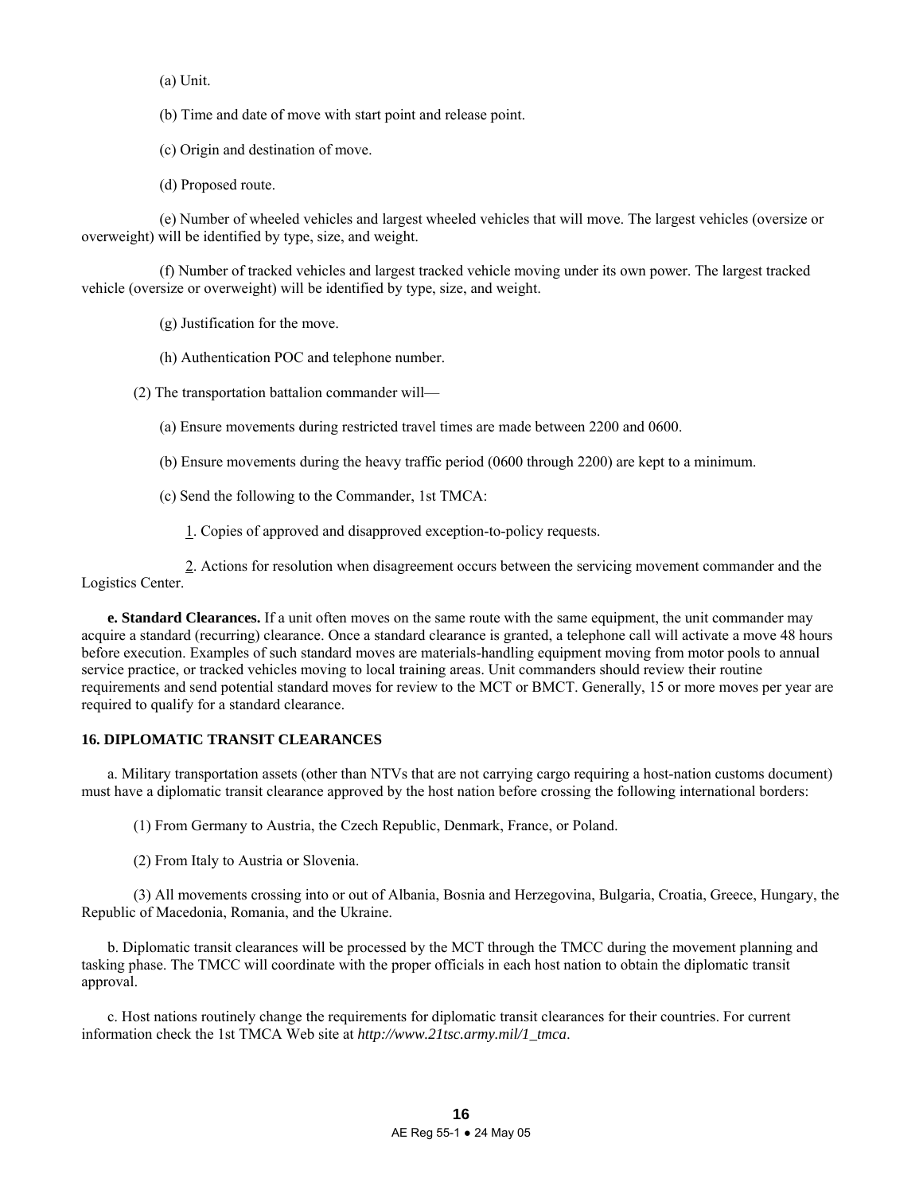(a) Unit.

(b) Time and date of move with start point and release point.

(c) Origin and destination of move.

(d) Proposed route.

(e) Number of wheeled vehicles and largest wheeled vehicles that will move. The largest vehicles (oversize or overweight) will be identified by type, size, and weight.

(f) Number of tracked vehicles and largest tracked vehicle moving under its own power. The largest tracked vehicle (oversize or overweight) will be identified by type, size, and weight.

(g) Justification for the move.

(h) Authentication POC and telephone number.

(2) The transportation battalion commander will—

(a) Ensure movements during restricted travel times are made between 2200 and 0600.

(b) Ensure movements during the heavy traffic period (0600 through 2200) are kept to a minimum.

(c) Send the following to the Commander, 1st TMCA:

1. Copies of approved and disapproved exception-to-policy requests.

2. Actions for resolution when disagreement occurs between the servicing movement commander and the Logistics Center.

**e. Standard Clearances.** If a unit often moves on the same route with the same equipment, the unit commander may acquire a standard (recurring) clearance. Once a standard clearance is granted, a telephone call will activate a move 48 hours before execution. Examples of such standard moves are materials-handling equipment moving from motor pools to annual service practice, or tracked vehicles moving to local training areas. Unit commanders should review their routine requirements and send potential standard moves for review to the MCT or BMCT. Generally, 15 or more moves per year are required to qualify for a standard clearance.

## 16. DIPLOMATIC TRANSIT CLEARANCES

a. Military transportation assets (other than NTVs that are not carrying cargo requiring a host-nation customs document) must have a diplomatic transit clearance approved by the host nation before crossing the following international borders:

(1) From Germany to Austria, the Czech Republic, Denmark, France, or Poland.

(2) From Italy to Austria or Slovenia.

(3) All movements crossing into or out of Albania, Bosnia and Herzegovina, Bulgaria, Croatia, Greece, Hungary, the Republic of Macedonia, Romania, and the Ukraine.

b. Diplomatic transit clearances will be processed by the MCT through the TMCC during the movement planning and tasking phase. The TMCC will coordinate with the proper officials in each host nation to obtain the diplomatic transit approval.

c. Host nations routinely change the requirements for diplomatic transit clearances for their countries. For current information check the 1st TMCA Web site at *http://www.21tsc.army.mil/1_tmca*.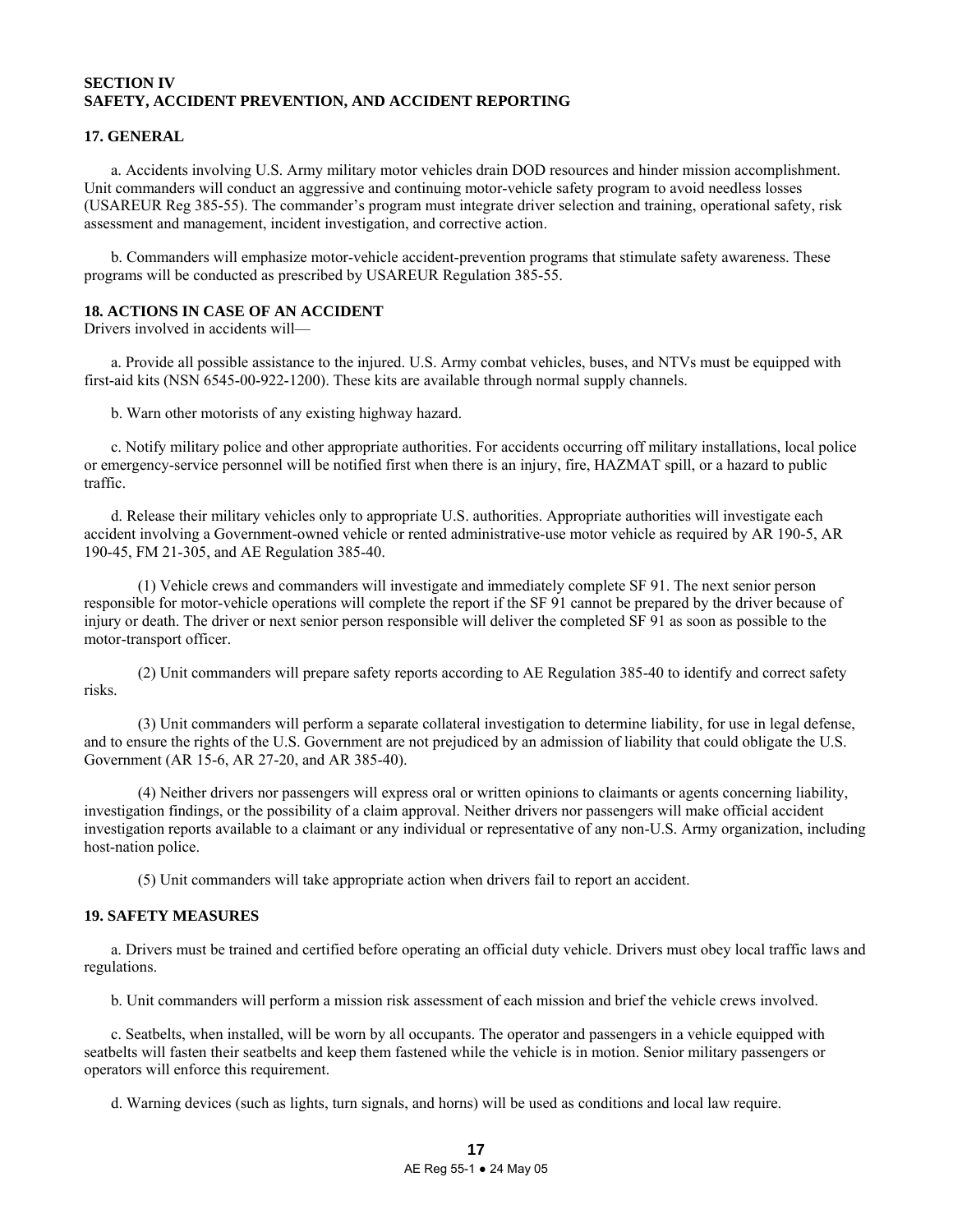## SECTION IV
## SAFETY, ACCIDENT PREVENTION, AND ACCIDENT REPORTING

### 17. GENERAL

a. Accidents involving U.S. Army military motor vehicles drain DOD resources and hinder mission accomplishment. Unit commanders will conduct an aggressive and continuing motor-vehicle safety program to avoid needless losses (USAREUR Reg 385-55). The commander's program must integrate driver selection and training, operational safety, risk assessment and management, incident investigation, and corrective action.

b. Commanders will emphasize motor-vehicle accident-prevention programs that stimulate safety awareness. These programs will be conducted as prescribed by USAREUR Regulation 385-55.

### 18. ACTIONS IN CASE OF AN ACCIDENT

Drivers involved in accidents will—

a. Provide all possible assistance to the injured. U.S. Army combat vehicles, buses, and NTVs must be equipped with first-aid kits (NSN 6545-00-922-1200). These kits are available through normal supply channels.

b. Warn other motorists of any existing highway hazard.

c. Notify military police and other appropriate authorities. For accidents occurring off military installations, local police or emergency-service personnel will be notified first when there is an injury, fire, HAZMAT spill, or a hazard to public traffic.

d. Release their military vehicles only to appropriate U.S. authorities. Appropriate authorities will investigate each accident involving a Government-owned vehicle or rented administrative-use motor vehicle as required by AR 190-5, AR 190-45, FM 21-305, and AE Regulation 385-40.

(1) Vehicle crews and commanders will investigate and immediately complete SF 91. The next senior person responsible for motor-vehicle operations will complete the report if the SF 91 cannot be prepared by the driver because of injury or death. The driver or next senior person responsible will deliver the completed SF 91 as soon as possible to the motor-transport officer.

(2) Unit commanders will prepare safety reports according to AE Regulation 385-40 to identify and correct safety risks.

(3) Unit commanders will perform a separate collateral investigation to determine liability, for use in legal defense, and to ensure the rights of the U.S. Government are not prejudiced by an admission of liability that could obligate the U.S. Government (AR 15-6, AR 27-20, and AR 385-40).

(4) Neither drivers nor passengers will express oral or written opinions to claimants or agents concerning liability, investigation findings, or the possibility of a claim approval. Neither drivers nor passengers will make official accident investigation reports available to a claimant or any individual or representative of any non-U.S. Army organization, including host-nation police.

(5) Unit commanders will take appropriate action when drivers fail to report an accident.

### 19. SAFETY MEASURES

a. Drivers must be trained and certified before operating an official duty vehicle. Drivers must obey local traffic laws and regulations.

b. Unit commanders will perform a mission risk assessment of each mission and brief the vehicle crews involved.

c. Seatbelts, when installed, will be worn by all occupants. The operator and passengers in a vehicle equipped with seatbelts will fasten their seatbelts and keep them fastened while the vehicle is in motion. Senior military passengers or operators will enforce this requirement.

d. Warning devices (such as lights, turn signals, and horns) will be used as conditions and local law require.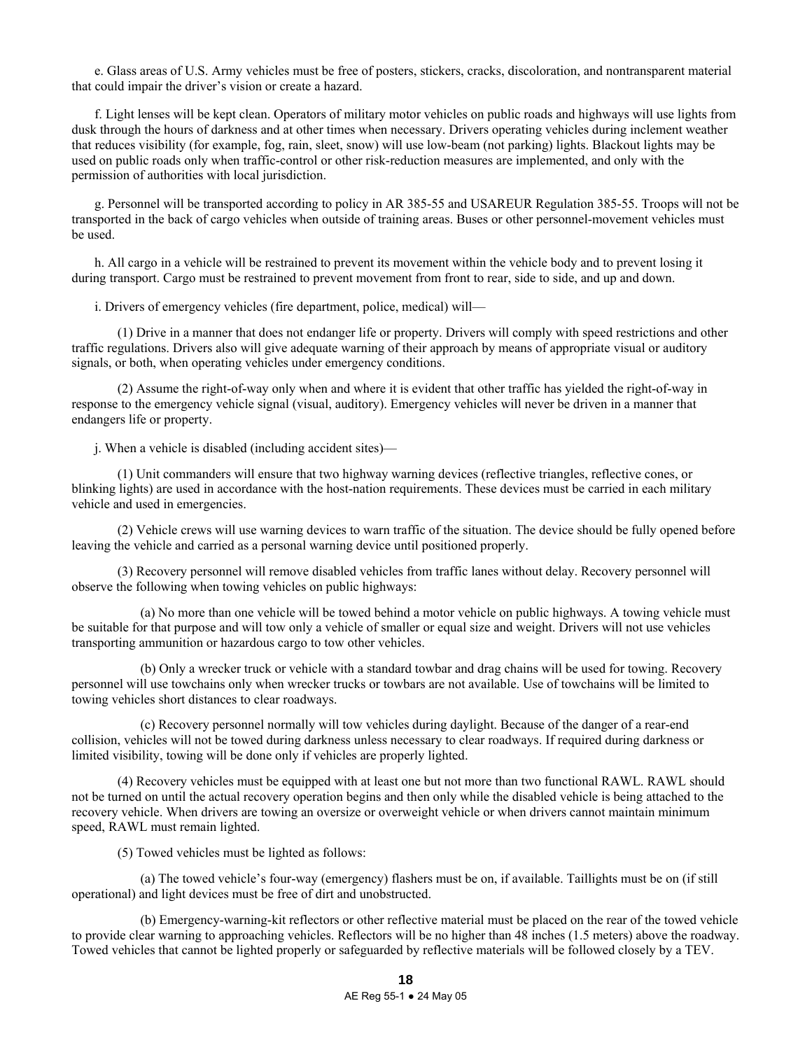e. Glass areas of U.S. Army vehicles must be free of posters, stickers, cracks, discoloration, and nontransparent material that could impair the driver's vision or create a hazard.

f. Light lenses will be kept clean. Operators of military motor vehicles on public roads and highways will use lights from dusk through the hours of darkness and at other times when necessary. Drivers operating vehicles during inclement weather that reduces visibility (for example, fog, rain, sleet, snow) will use low-beam (not parking) lights. Blackout lights may be used on public roads only when traffic-control or other risk-reduction measures are implemented, and only with the permission of authorities with local jurisdiction.

g. Personnel will be transported according to policy in AR 385-55 and USAREUR Regulation 385-55. Troops will not be transported in the back of cargo vehicles when outside of training areas. Buses or other personnel-movement vehicles must be used.

h. All cargo in a vehicle will be restrained to prevent its movement within the vehicle body and to prevent losing it during transport. Cargo must be restrained to prevent movement from front to rear, side to side, and up and down.

i. Drivers of emergency vehicles (fire department, police, medical) will—

(1) Drive in a manner that does not endanger life or property. Drivers will comply with speed restrictions and other traffic regulations. Drivers also will give adequate warning of their approach by means of appropriate visual or auditory signals, or both, when operating vehicles under emergency conditions.

(2) Assume the right-of-way only when and where it is evident that other traffic has yielded the right-of-way in response to the emergency vehicle signal (visual, auditory). Emergency vehicles will never be driven in a manner that endangers life or property.

j. When a vehicle is disabled (including accident sites)—

(1) Unit commanders will ensure that two highway warning devices (reflective triangles, reflective cones, or blinking lights) are used in accordance with the host-nation requirements. These devices must be carried in each military vehicle and used in emergencies.

(2) Vehicle crews will use warning devices to warn traffic of the situation. The device should be fully opened before leaving the vehicle and carried as a personal warning device until positioned properly.

(3) Recovery personnel will remove disabled vehicles from traffic lanes without delay. Recovery personnel will observe the following when towing vehicles on public highways:

(a) No more than one vehicle will be towed behind a motor vehicle on public highways. A towing vehicle must be suitable for that purpose and will tow only a vehicle of smaller or equal size and weight. Drivers will not use vehicles transporting ammunition or hazardous cargo to tow other vehicles.

(b) Only a wrecker truck or vehicle with a standard towbar and drag chains will be used for towing. Recovery personnel will use towchains only when wrecker trucks or towbars are not available. Use of towchains will be limited to towing vehicles short distances to clear roadways.

(c) Recovery personnel normally will tow vehicles during daylight. Because of the danger of a rear-end collision, vehicles will not be towed during darkness unless necessary to clear roadways. If required during darkness or limited visibility, towing will be done only if vehicles are properly lighted.

(4) Recovery vehicles must be equipped with at least one but not more than two functional RAWL. RAWL should not be turned on until the actual recovery operation begins and then only while the disabled vehicle is being attached to the recovery vehicle. When drivers are towing an oversize or overweight vehicle or when drivers cannot maintain minimum speed, RAWL must remain lighted.

(5) Towed vehicles must be lighted as follows:

(a) The towed vehicle's four-way (emergency) flashers must be on, if available. Taillights must be on (if still operational) and light devices must be free of dirt and unobstructed.

(b) Emergency-warning-kit reflectors or other reflective material must be placed on the rear of the towed vehicle to provide clear warning to approaching vehicles. Reflectors will be no higher than 48 inches (1.5 meters) above the roadway. Towed vehicles that cannot be lighted properly or safeguarded by reflective materials will be followed closely by a TEV.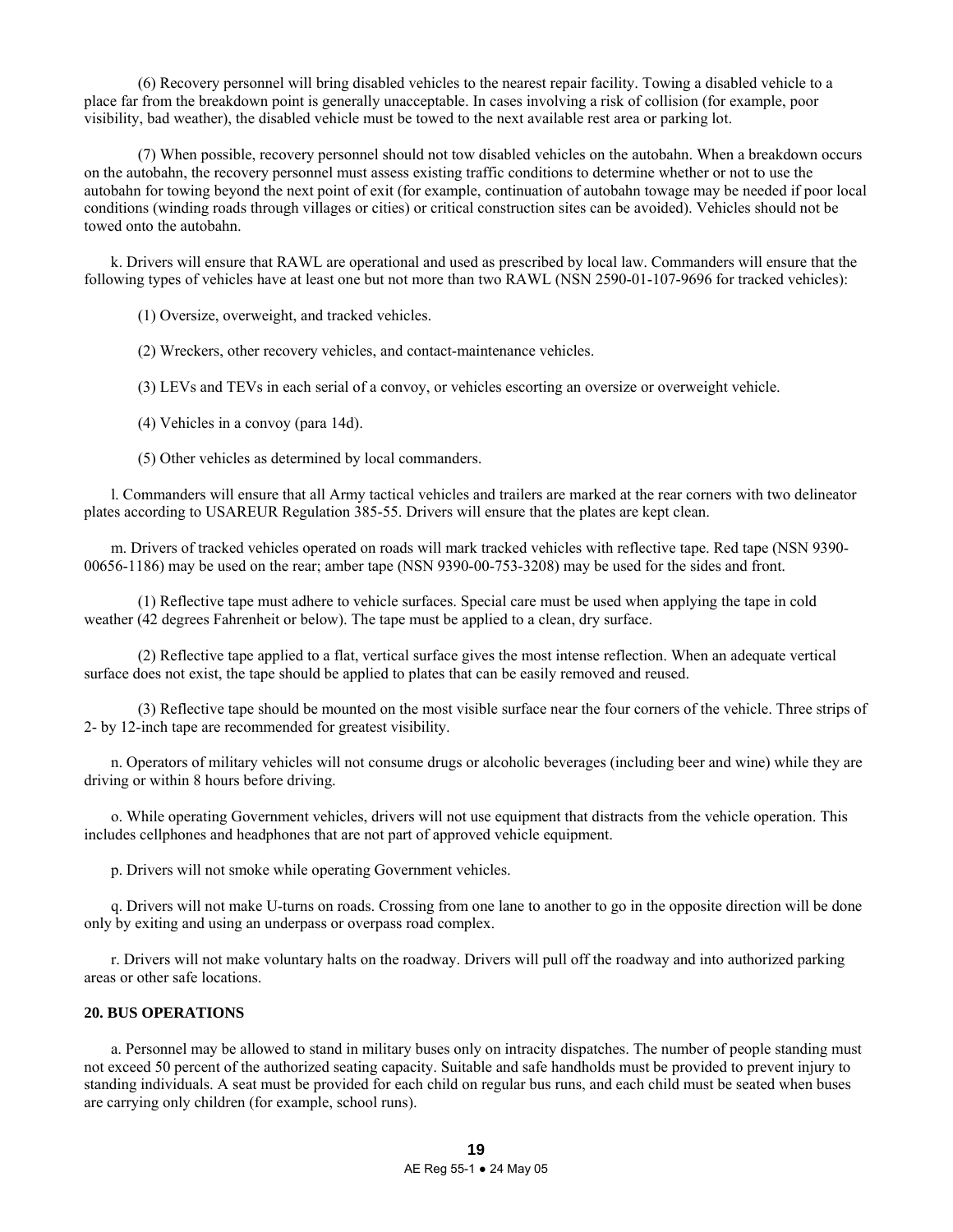(6) Recovery personnel will bring disabled vehicles to the nearest repair facility. Towing a disabled vehicle to a place far from the breakdown point is generally unacceptable. In cases involving a risk of collision (for example, poor visibility, bad weather), the disabled vehicle must be towed to the next available rest area or parking lot.

(7) When possible, recovery personnel should not tow disabled vehicles on the autobahn. When a breakdown occurs on the autobahn, the recovery personnel must assess existing traffic conditions to determine whether or not to use the autobahn for towing beyond the next point of exit (for example, continuation of autobahn towage may be needed if poor local conditions (winding roads through villages or cities) or critical construction sites can be avoided). Vehicles should not be towed onto the autobahn.

k. Drivers will ensure that RAWL are operational and used as prescribed by local law. Commanders will ensure that the following types of vehicles have at least one but not more than two RAWL (NSN 2590-01-107-9696 for tracked vehicles):

(1) Oversize, overweight, and tracked vehicles.

(2) Wreckers, other recovery vehicles, and contact-maintenance vehicles.

(3) LEVs and TEVs in each serial of a convoy, or vehicles escorting an oversize or overweight vehicle.

(4) Vehicles in a convoy (para 14d).

(5) Other vehicles as determined by local commanders.

l. Commanders will ensure that all Army tactical vehicles and trailers are marked at the rear corners with two delineator plates according to USAREUR Regulation 385-55. Drivers will ensure that the plates are kept clean.

m. Drivers of tracked vehicles operated on roads will mark tracked vehicles with reflective tape. Red tape (NSN 9390-00656-1186) may be used on the rear; amber tape (NSN 9390-00-753-3208) may be used for the sides and front.

(1) Reflective tape must adhere to vehicle surfaces. Special care must be used when applying the tape in cold weather (42 degrees Fahrenheit or below). The tape must be applied to a clean, dry surface.

(2) Reflective tape applied to a flat, vertical surface gives the most intense reflection. When an adequate vertical surface does not exist, the tape should be applied to plates that can be easily removed and reused.

(3) Reflective tape should be mounted on the most visible surface near the four corners of the vehicle. Three strips of 2- by 12-inch tape are recommended for greatest visibility.

n. Operators of military vehicles will not consume drugs or alcoholic beverages (including beer and wine) while they are driving or within 8 hours before driving.

o. While operating Government vehicles, drivers will not use equipment that distracts from the vehicle operation. This includes cellphones and headphones that are not part of approved vehicle equipment.

p. Drivers will not smoke while operating Government vehicles.

q. Drivers will not make U-turns on roads. Crossing from one lane to another to go in the opposite direction will be done only by exiting and using an underpass or overpass road complex.

r. Drivers will not make voluntary halts on the roadway. Drivers will pull off the roadway and into authorized parking areas or other safe locations.

## 20. BUS OPERATIONS

a. Personnel may be allowed to stand in military buses only on intracity dispatches. The number of people standing must not exceed 50 percent of the authorized seating capacity. Suitable and safe handholds must be provided to prevent injury to standing individuals. A seat must be provided for each child on regular bus runs, and each child must be seated when buses are carrying only children (for example, school runs).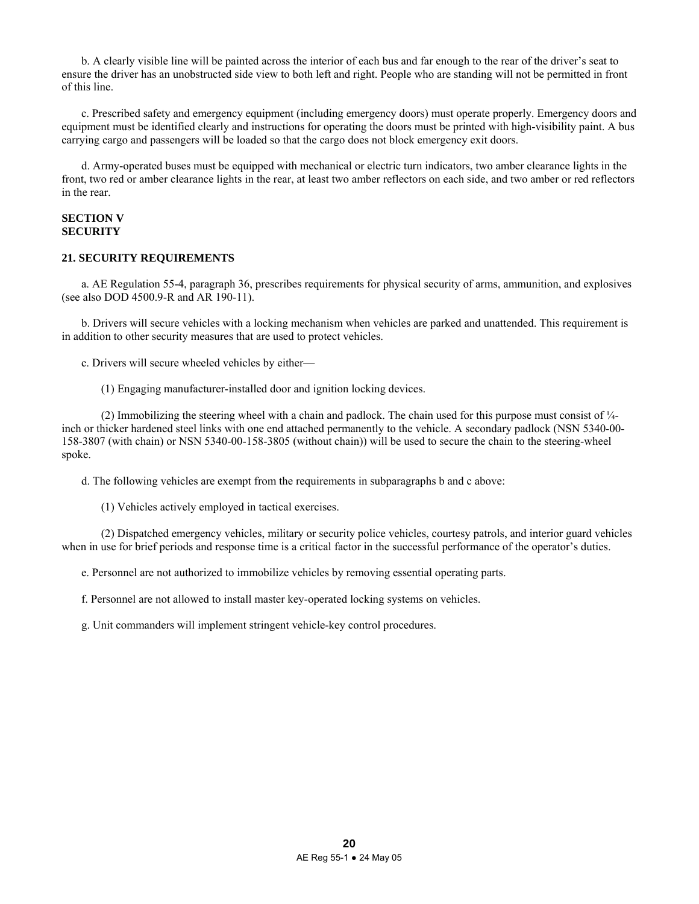b. A clearly visible line will be painted across the interior of each bus and far enough to the rear of the driver's seat to ensure the driver has an unobstructed side view to both left and right. People who are standing will not be permitted in front of this line.

c. Prescribed safety and emergency equipment (including emergency doors) must operate properly. Emergency doors and equipment must be identified clearly and instructions for operating the doors must be printed with high-visibility paint. A bus carrying cargo and passengers will be loaded so that the cargo does not block emergency exit doors.

d. Army-operated buses must be equipped with mechanical or electric turn indicators, two amber clearance lights in the front, two red or amber clearance lights in the rear, at least two amber reflectors on each side, and two amber or red reflectors in the rear.

## SECTION V
## SECURITY

### 21. SECURITY REQUIREMENTS

a. AE Regulation 55-4, paragraph 36, prescribes requirements for physical security of arms, ammunition, and explosives (see also DOD 4500.9-R and AR 190-11).

b. Drivers will secure vehicles with a locking mechanism when vehicles are parked and unattended. This requirement is in addition to other security measures that are used to protect vehicles.

c. Drivers will secure wheeled vehicles by either—

(1) Engaging manufacturer-installed door and ignition locking devices.

(2) Immobilizing the steering wheel with a chain and padlock. The chain used for this purpose must consist of ¼-inch or thicker hardened steel links with one end attached permanently to the vehicle. A secondary padlock (NSN 5340-00-158-3807 (with chain) or NSN 5340-00-158-3805 (without chain)) will be used to secure the chain to the steering-wheel spoke.

d. The following vehicles are exempt from the requirements in subparagraphs b and c above:

(1) Vehicles actively employed in tactical exercises.

(2) Dispatched emergency vehicles, military or security police vehicles, courtesy patrols, and interior guard vehicles when in use for brief periods and response time is a critical factor in the successful performance of the operator's duties.

e. Personnel are not authorized to immobilize vehicles by removing essential operating parts.

f. Personnel are not allowed to install master key-operated locking systems on vehicles.

g. Unit commanders will implement stringent vehicle-key control procedures.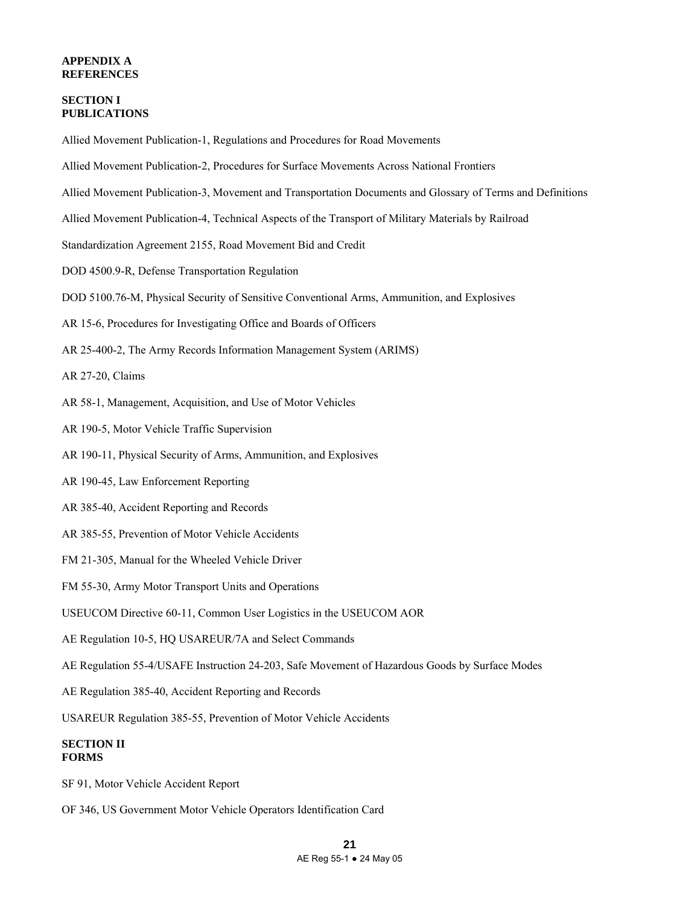# APPENDIX A
# REFERENCES

## SECTION I
## PUBLICATIONS

Allied Movement Publication-1, Regulations and Procedures for Road Movements

Allied Movement Publication-2, Procedures for Surface Movements Across National Frontiers

Allied Movement Publication-3, Movement and Transportation Documents and Glossary of Terms and Definitions

Allied Movement Publication-4, Technical Aspects of the Transport of Military Materials by Railroad

Standardization Agreement 2155, Road Movement Bid and Credit

DOD 4500.9-R, Defense Transportation Regulation

DOD 5100.76-M, Physical Security of Sensitive Conventional Arms, Ammunition, and Explosives

AR 15-6, Procedures for Investigating Office and Boards of Officers

AR 25-400-2, The Army Records Information Management System (ARIMS)

AR 27-20, Claims

AR 58-1, Management, Acquisition, and Use of Motor Vehicles

AR 190-5, Motor Vehicle Traffic Supervision

AR 190-11, Physical Security of Arms, Ammunition, and Explosives

AR 190-45, Law Enforcement Reporting

AR 385-40, Accident Reporting and Records

AR 385-55, Prevention of Motor Vehicle Accidents

FM 21-305, Manual for the Wheeled Vehicle Driver

FM 55-30, Army Motor Transport Units and Operations

USEUCOM Directive 60-11, Common User Logistics in the USEUCOM AOR

AE Regulation 10-5, HQ USAREUR/7A and Select Commands

AE Regulation 55-4/USAFE Instruction 24-203, Safe Movement of Hazardous Goods by Surface Modes

AE Regulation 385-40, Accident Reporting and Records

USAREUR Regulation 385-55, Prevention of Motor Vehicle Accidents

## SECTION II
## FORMS

SF 91, Motor Vehicle Accident Report

OF 346, US Government Motor Vehicle Operators Identification Card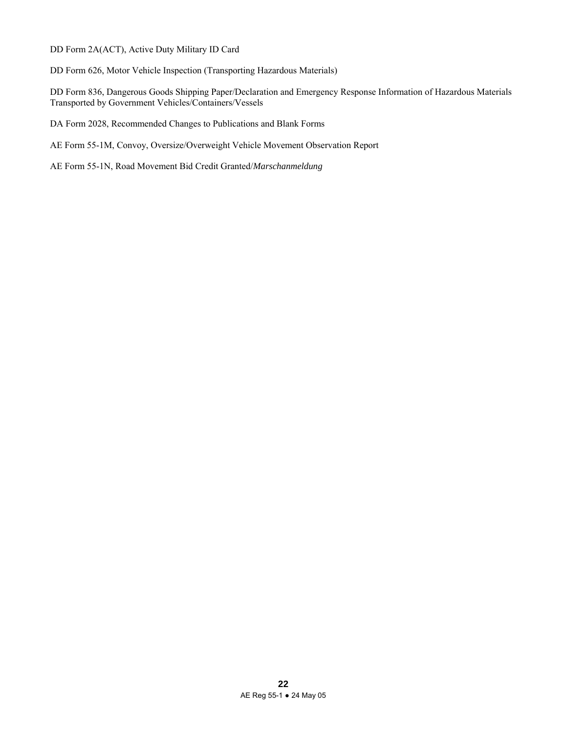DD Form 2A(ACT), Active Duty Military ID Card

DD Form 626, Motor Vehicle Inspection (Transporting Hazardous Materials)

DD Form 836, Dangerous Goods Shipping Paper/Declaration and Emergency Response Information of Hazardous Materials Transported by Government Vehicles/Containers/Vessels

DA Form 2028, Recommended Changes to Publications and Blank Forms

AE Form 55-1M, Convoy, Oversize/Overweight Vehicle Movement Observation Report

AE Form 55-1N, Road Movement Bid Credit Granted/*Marschanmeldung*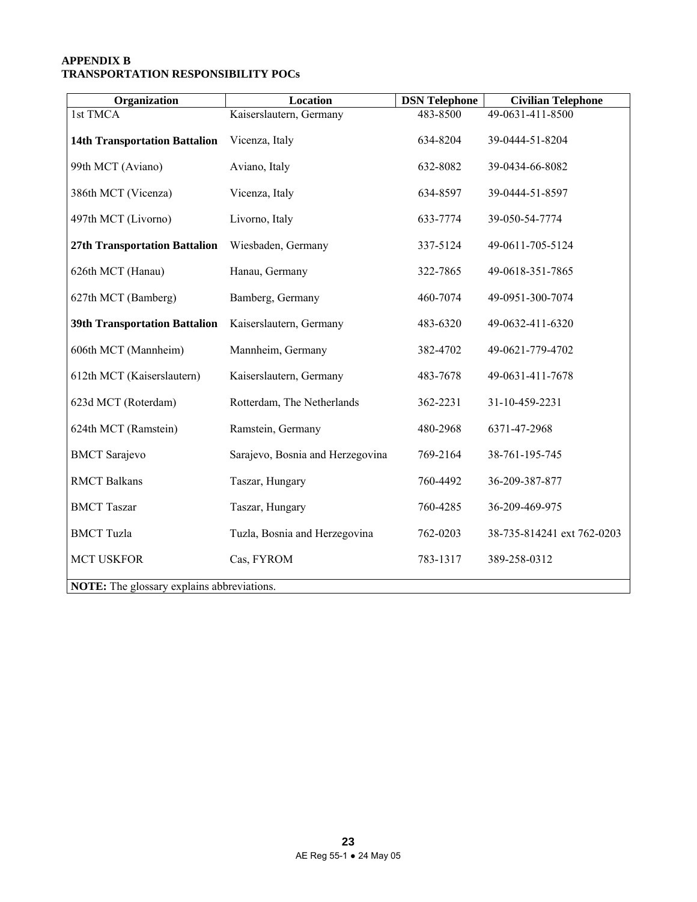**APPENDIX B**
**TRANSPORTATION RESPONSIBILITY POCs**

| Organization | Location | DSN Telephone | Civilian Telephone |
|---|---|---|---|
| 1st TMCA | Kaiserslautern, Germany | 483-8500 | 49-0631-411-8500 |
| **14th Transportation Battalion** | Vicenza, Italy | 634-8204 | 39-0444-51-8204 |
| 99th MCT (Aviano) | Aviano, Italy | 632-8082 | 39-0434-66-8082 |
| 386th MCT (Vicenza) | Vicenza, Italy | 634-8597 | 39-0444-51-8597 |
| 497th MCT (Livorno) | Livorno, Italy | 633-7774 | 39-050-54-7774 |
| **27th Transportation Battalion** | Wiesbaden, Germany | 337-5124 | 49-0611-705-5124 |
| 626th MCT (Hanau) | Hanau, Germany | 322-7865 | 49-0618-351-7865 |
| 627th MCT (Bamberg) | Bamberg, Germany | 460-7074 | 49-0951-300-7074 |
| **39th Transportation Battalion** | Kaiserslautern, Germany | 483-6320 | 49-0632-411-6320 |
| 606th MCT (Mannheim) | Mannheim, Germany | 382-4702 | 49-0621-779-4702 |
| 612th MCT (Kaiserslautern) | Kaiserslautern, Germany | 483-7678 | 49-0631-411-7678 |
| 623d MCT (Roterdam) | Rotterdam, The Netherlands | 362-2231 | 31-10-459-2231 |
| 624th MCT (Ramstein) | Ramstein, Germany | 480-2968 | 6371-47-2968 |
| BMCT Sarajevo | Sarajevo, Bosnia and Herzegovina | 769-2164 | 38-761-195-745 |
| RMCT Balkans | Taszar, Hungary | 760-4492 | 36-209-387-877 |
| BMCT Taszar | Taszar, Hungary | 760-4285 | 36-209-469-975 |
| BMCT Tuzla | Tuzla, Bosnia and Herzegovina | 762-0203 | 38-735-814241 ext 762-0203 |
| MCT USKFOR | Cas, FYROM | 783-1317 | 389-258-0312 |

**NOTE:** The glossary explains abbreviations.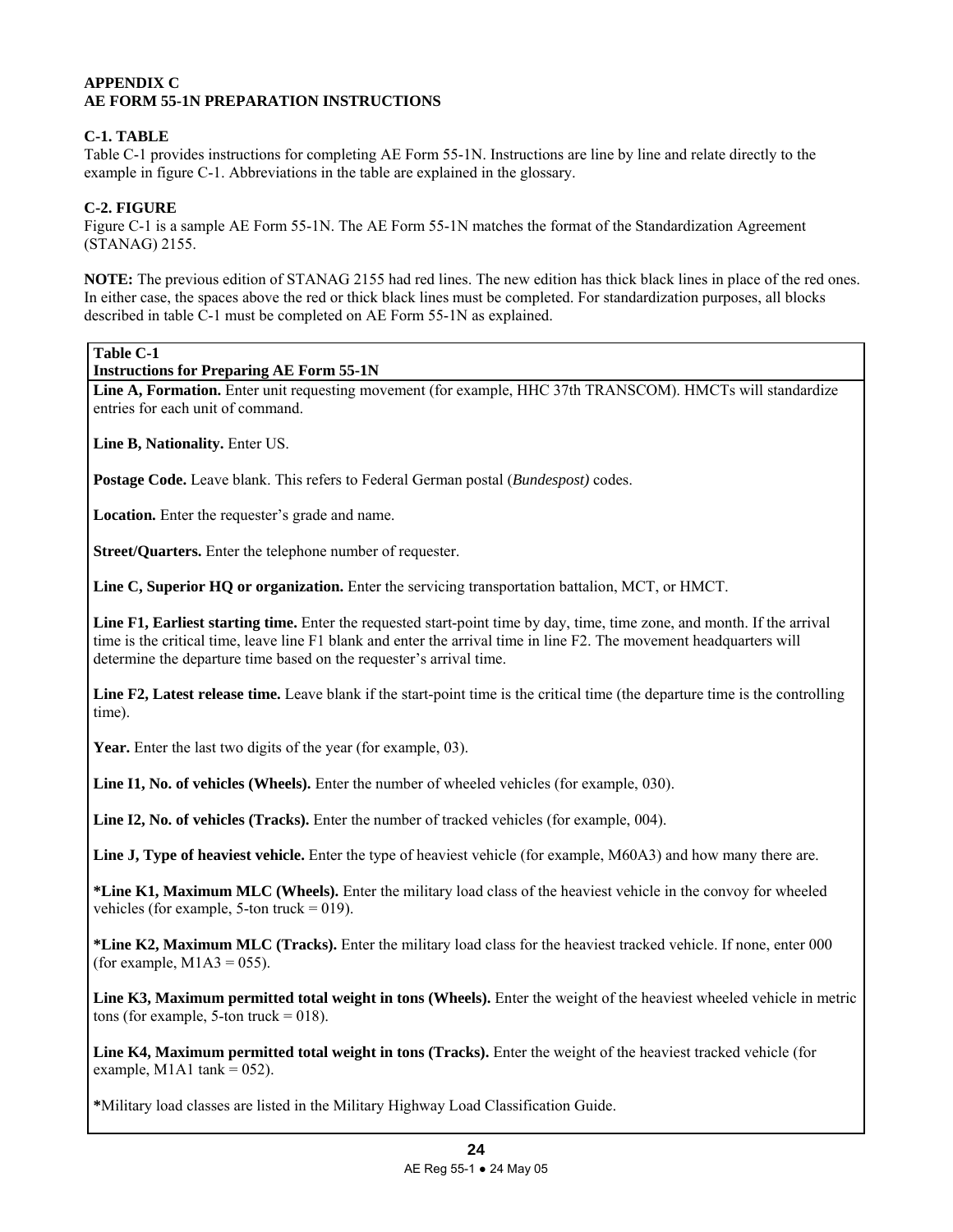## APPENDIX C
## AE FORM 55-1N PREPARATION INSTRUCTIONS

### C-1. TABLE

Table C-1 provides instructions for completing AE Form 55-1N. Instructions are line by line and relate directly to the example in figure C-1. Abbreviations in the table are explained in the glossary.

### C-2. FIGURE

Figure C-1 is a sample AE Form 55-1N. The AE Form 55-1N matches the format of the Standardization Agreement (STANAG) 2155.

**NOTE:** The previous edition of STANAG 2155 had red lines. The new edition has thick black lines in place of the red ones. In either case, the spaces above the red or thick black lines must be completed. For standardization purposes, all blocks described in table C-1 must be completed on AE Form 55-1N as explained.

| **Table C-1**<br>**Instructions for Preparing AE Form 55-1N** |
|---|
| **Line A, Formation.** Enter unit requesting movement (for example, HHC 37th TRANSCOM). HMCTs will standardize entries for each unit of command. |
| **Line B, Nationality.** Enter US. |
| **Postage Code.** Leave blank. This refers to Federal German postal (*Bundespost)* codes. |
| **Location.** Enter the requester's grade and name. |
| **Street/Quarters.** Enter the telephone number of requester. |
| **Line C, Superior HQ or organization.** Enter the servicing transportation battalion, MCT, or HMCT. |
| **Line F1, Earliest starting time.** Enter the requested start-point time by day, time, time zone, and month. If the arrival time is the critical time, leave line F1 blank and enter the arrival time in line F2. The movement headquarters will determine the departure time based on the requester's arrival time. |
| **Line F2, Latest release time.** Leave blank if the start-point time is the critical time (the departure time is the controlling time). |
| **Year.** Enter the last two digits of the year (for example, 03). |
| **Line I1, No. of vehicles (Wheels).** Enter the number of wheeled vehicles (for example, 030). |
| **Line I2, No. of vehicles (Tracks).** Enter the number of tracked vehicles (for example, 004). |
| **Line J, Type of heaviest vehicle.** Enter the type of heaviest vehicle (for example, M60A3) and how many there are. |
| **\*Line K1, Maximum MLC (Wheels).** Enter the military load class of the heaviest vehicle in the convoy for wheeled vehicles (for example, 5-ton truck = 019). |
| **\*Line K2, Maximum MLC (Tracks).** Enter the military load class for the heaviest tracked vehicle. If none, enter 000 (for example, M1A3 = 055). |
| **Line K3, Maximum permitted total weight in tons (Wheels).** Enter the weight of the heaviest wheeled vehicle in metric tons (for example, 5-ton truck = 018). |
| **Line K4, Maximum permitted total weight in tons (Tracks).** Enter the weight of the heaviest tracked vehicle (for example, M1A1 tank = 052). |
| **\***Military load classes are listed in the Military Highway Load Classification Guide. |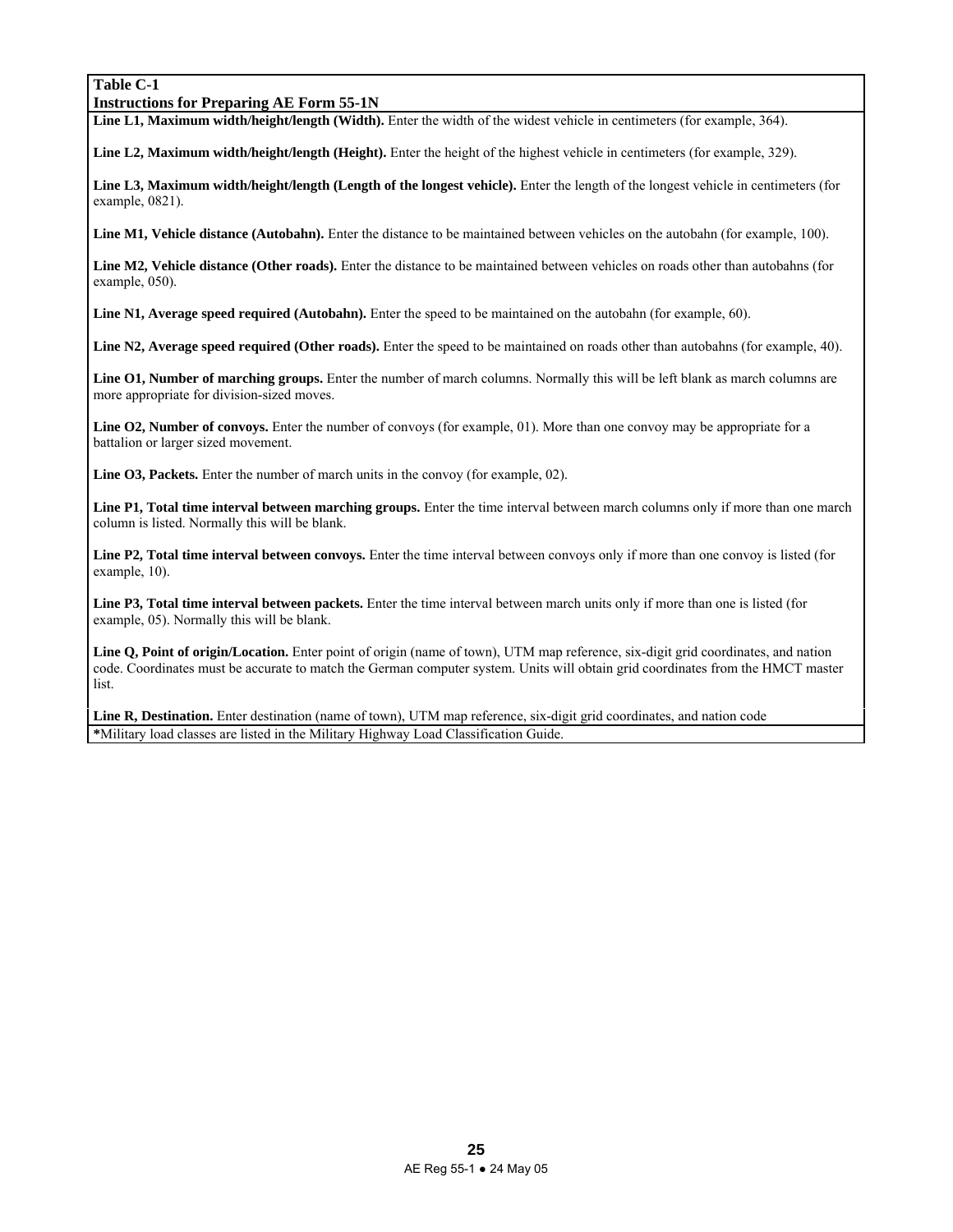**Table C-1**
**Instructions for Preparing AE Form 55-1N**

**Line L1, Maximum width/height/length (Width).** Enter the width of the widest vehicle in centimeters (for example, 364).

**Line L2, Maximum width/height/length (Height).** Enter the height of the highest vehicle in centimeters (for example, 329).

**Line L3, Maximum width/height/length (Length of the longest vehicle).** Enter the length of the longest vehicle in centimeters (for example, 0821).

**Line M1, Vehicle distance (Autobahn).** Enter the distance to be maintained between vehicles on the autobahn (for example, 100).

**Line M2, Vehicle distance (Other roads).** Enter the distance to be maintained between vehicles on roads other than autobahns (for example, 050).

**Line N1, Average speed required (Autobahn).** Enter the speed to be maintained on the autobahn (for example, 60).

**Line N2, Average speed required (Other roads).** Enter the speed to be maintained on roads other than autobahns (for example, 40).

**Line O1, Number of marching groups.** Enter the number of march columns. Normally this will be left blank as march columns are more appropriate for division-sized moves.

**Line O2, Number of convoys.** Enter the number of convoys (for example, 01). More than one convoy may be appropriate for a battalion or larger sized movement.

**Line O3, Packets.** Enter the number of march units in the convoy (for example, 02).

**Line P1, Total time interval between marching groups.** Enter the time interval between march columns only if more than one march column is listed. Normally this will be blank.

**Line P2, Total time interval between convoys.** Enter the time interval between convoys only if more than one convoy is listed (for example, 10).

**Line P3, Total time interval between packets.** Enter the time interval between march units only if more than one is listed (for example, 05). Normally this will be blank.

**Line Q, Point of origin/Location.** Enter point of origin (name of town), UTM map reference, six-digit grid coordinates, and nation code. Coordinates must be accurate to match the German computer system. Units will obtain grid coordinates from the HMCT master list.

**Line R, Destination.** Enter destination (name of town), UTM map reference, six-digit grid coordinates, and nation code

**\***Military load classes are listed in the Military Highway Load Classification Guide.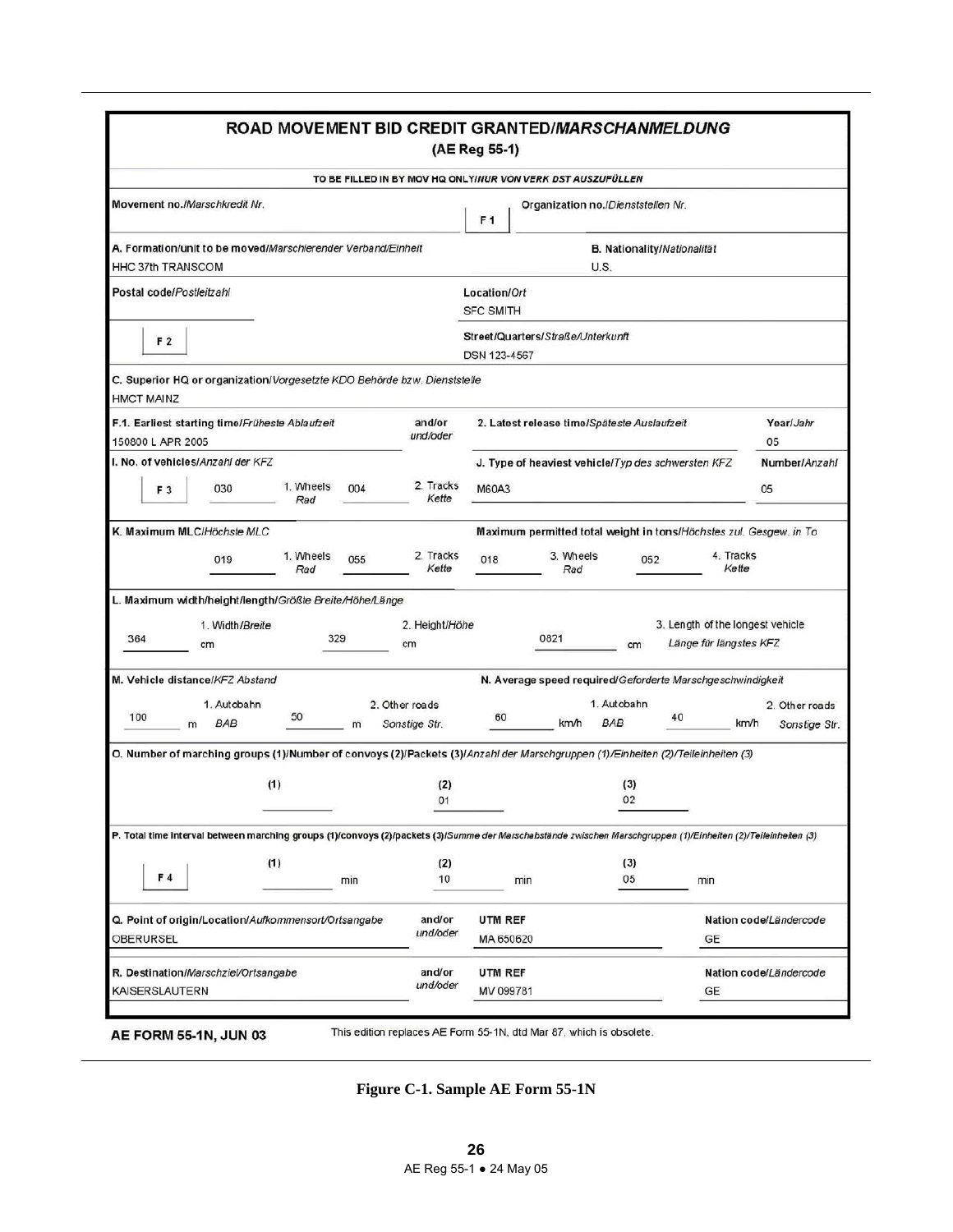# ROAD MOVEMENT BID CREDIT GRANTED/*MARSCHANMELDUNG*

(AE Reg 55-1)

TO BE FILLED IN BY MOV HQ ONLY/*NUR VON VERK DST AUSZUFÜLLEN*

| Movement no./*Marschkredit Nr.* | F 1 | Organization no./*Dienststellen Nr.* |
|---|---|---|
| | | |

| A. Formation/unit to be moved/*Marschierender Verband/Einheit* | B. Nationality/*Nationalität* |
|---|---|
| HHC 37th TRANSCOM | U.S. |

| Postal code/*Postleitzahl* | Location/*Ort* |
|---|---|
| | SFC SMITH |
| F 2 | Street/Quarters/*Straße/Unterkunft* |
| | DSN 123-4567 |

C. Superior HQ or organization/*Vorgesetzte KDO Behörde bzw. Dienststelle*

HMCT MAINZ

| F.1. Earliest starting time/*Früheste Ablaufzeit* | and/or *und/oder* | 2. Latest release time/*Späteste Auslaufzeit* | Year/*Jahr* |
|---|---|---|---|
| 150800 L APR 2005 | | | 05 |

| I. No. of vehicles/*Anzahl der KFZ* | | | | | J. Type of heaviest vehicle/*Typ des schwersten KFZ* | Number/*Anzahl* |
|---|---|---|---|---|---|---|
| F 3 | 030 | 1. Wheels *Rad* | 004 | 2. Tracks *Kette* | M60A3 | 05 |

| K. Maximum MLC/*Höchste MLC* | | | | Maximum permitted total weight in tons/*Höchstes zul. Gesgew. in To* | | | |
|---|---|---|---|---|---|---|---|
| 019 | 1. Wheels *Rad* | 055 | 2. Tracks *Kette* | 018 | 3. Wheels *Rad* | 052 | 4. Tracks *Kette* |

L. Maximum width/height/length/*Größte Breite/Höhe/Länge*

| 1. Width/*Breite* | | 2. Height/*Höhe* | | 3. Length of the longest vehicle *Länge für längstes KFZ* | |
|---|---|---|---|---|---|
| 364 | cm | 329 | cm | 0821 | cm |

| M. Vehicle distance/*KFZ Abstand* | | | | N. Average speed required/*Geforderte Marschgeschwindigkeit* | | | |
|---|---|---|---|---|---|---|---|
| 100 m | 1. Autobahn *BAB* | 50 m | 2. Other roads *Sonstige Str.* | 60 km/h | 1. Autobahn *BAB* | 40 km/h | 2. Other roads *Sonstige Str.* |

O. Number of marching groups (1)/Number of convoys (2)/Packets (3)/*Anzahl der Marschgruppen (1)/Einheiten (2)/Teileinheiten (3)*

| (1) | (2) | (3) |
|---|---|---|
| | 01 | 02 |

P. Total time interval between marching groups (1)/convoys (2)/packets (3)/*Summe der Marschabstände zwischen Marschgruppen (1)/Einheiten (2)/Teileinheiten (3)*

| | (1) | (2) | (3) |
|---|---|---|---|
| F 4 | min | 10 min | 05 min |

| Q. Point of origin/Location/*Aufkommensort/Ortsangabe* | and/or *und/oder* | UTM REF | Nation code/*Ländercode* |
|---|---|---|---|
| OBERURSEL | | MA 650620 | GE |

| R. Destination/*Marschziel/Ortsangabe* | and/or *und/oder* | UTM REF | Nation code/*Ländercode* |
|---|---|---|---|
| KAISERSLAUTERN | | MV 099781 | GE |

**AE FORM 55-1N, JUN 03** This edition replaces AE Form 55-1N, dtd Mar 87, which is obsolete.

**Figure C-1. Sample AE Form 55-1N**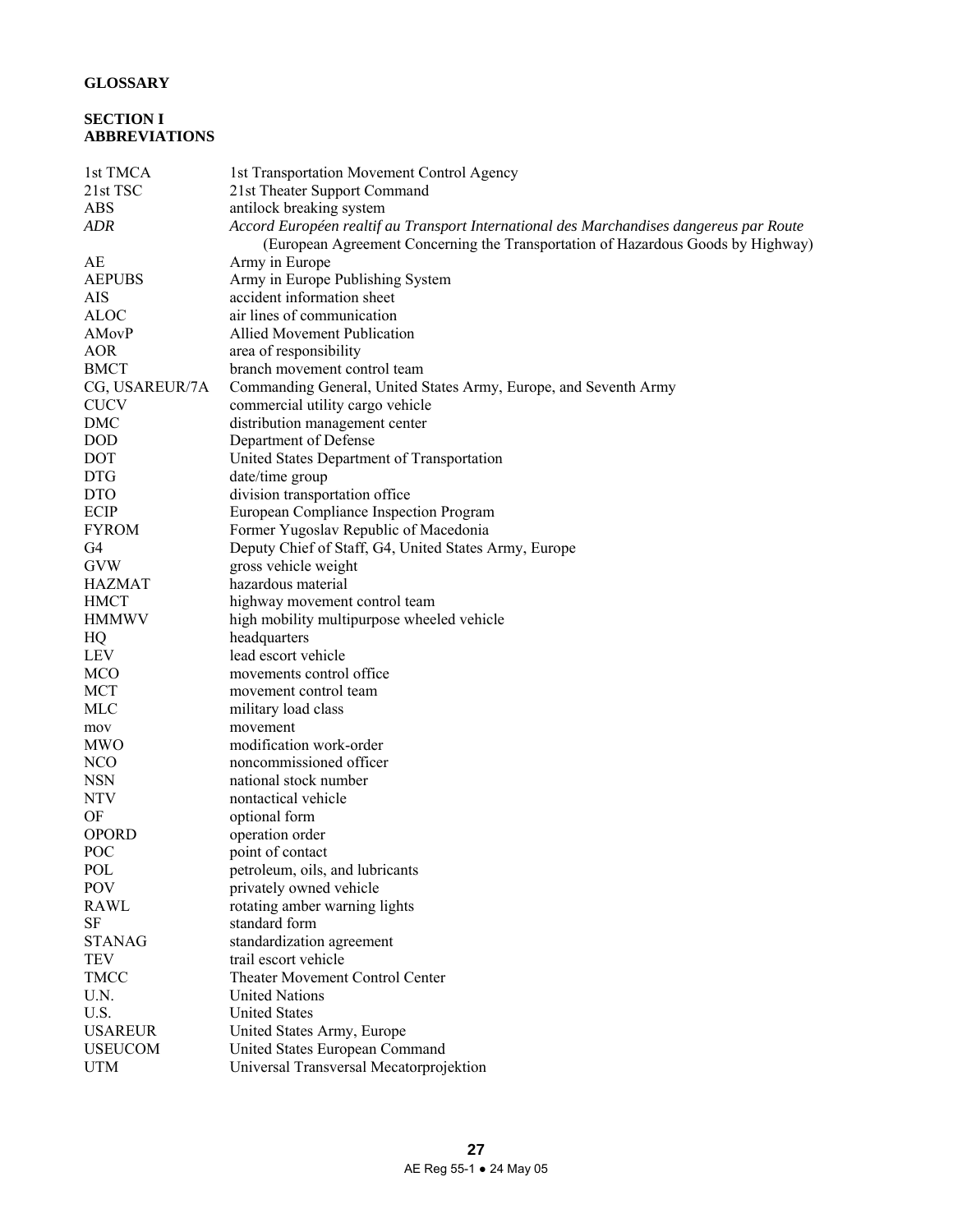# GLOSSARY

## SECTION I ABBREVIATIONS

| | |
|---|---|
| 1st TMCA | 1st Transportation Movement Control Agency |
| 21st TSC | 21st Theater Support Command |
| ABS | antilock breaking system |
| *ADR* | *Accord Européen realtif au Transport International des Marchandises dangereus par Route* (European Agreement Concerning the Transportation of Hazardous Goods by Highway) |
| AE | Army in Europe |
| AEPUBS | Army in Europe Publishing System |
| AIS | accident information sheet |
| ALOC | air lines of communication |
| AMovP | Allied Movement Publication |
| AOR | area of responsibility |
| BMCT | branch movement control team |
| CG, USAREUR/7A | Commanding General, United States Army, Europe, and Seventh Army |
| CUCV | commercial utility cargo vehicle |
| DMC | distribution management center |
| DOD | Department of Defense |
| DOT | United States Department of Transportation |
| DTG | date/time group |
| DTO | division transportation office |
| ECIP | European Compliance Inspection Program |
| FYROM | Former Yugoslav Republic of Macedonia |
| G4 | Deputy Chief of Staff, G4, United States Army, Europe |
| GVW | gross vehicle weight |
| HAZMAT | hazardous material |
| HMCT | highway movement control team |
| HMMWV | high mobility multipurpose wheeled vehicle |
| HQ | headquarters |
| LEV | lead escort vehicle |
| MCO | movements control office |
| MCT | movement control team |
| MLC | military load class |
| mov | movement |
| MWO | modification work-order |
| NCO | noncommissioned officer |
| NSN | national stock number |
| NTV | nontactical vehicle |
| OF | optional form |
| OPORD | operation order |
| POC | point of contact |
| POL | petroleum, oils, and lubricants |
| POV | privately owned vehicle |
| RAWL | rotating amber warning lights |
| SF | standard form |
| STANAG | standardization agreement |
| TEV | trail escort vehicle |
| TMCC | Theater Movement Control Center |
| U.N. | United Nations |
| U.S. | United States |
| USAREUR | United States Army, Europe |
| USEUCOM | United States European Command |
| UTM | Universal Transversal Mecatorprojektion |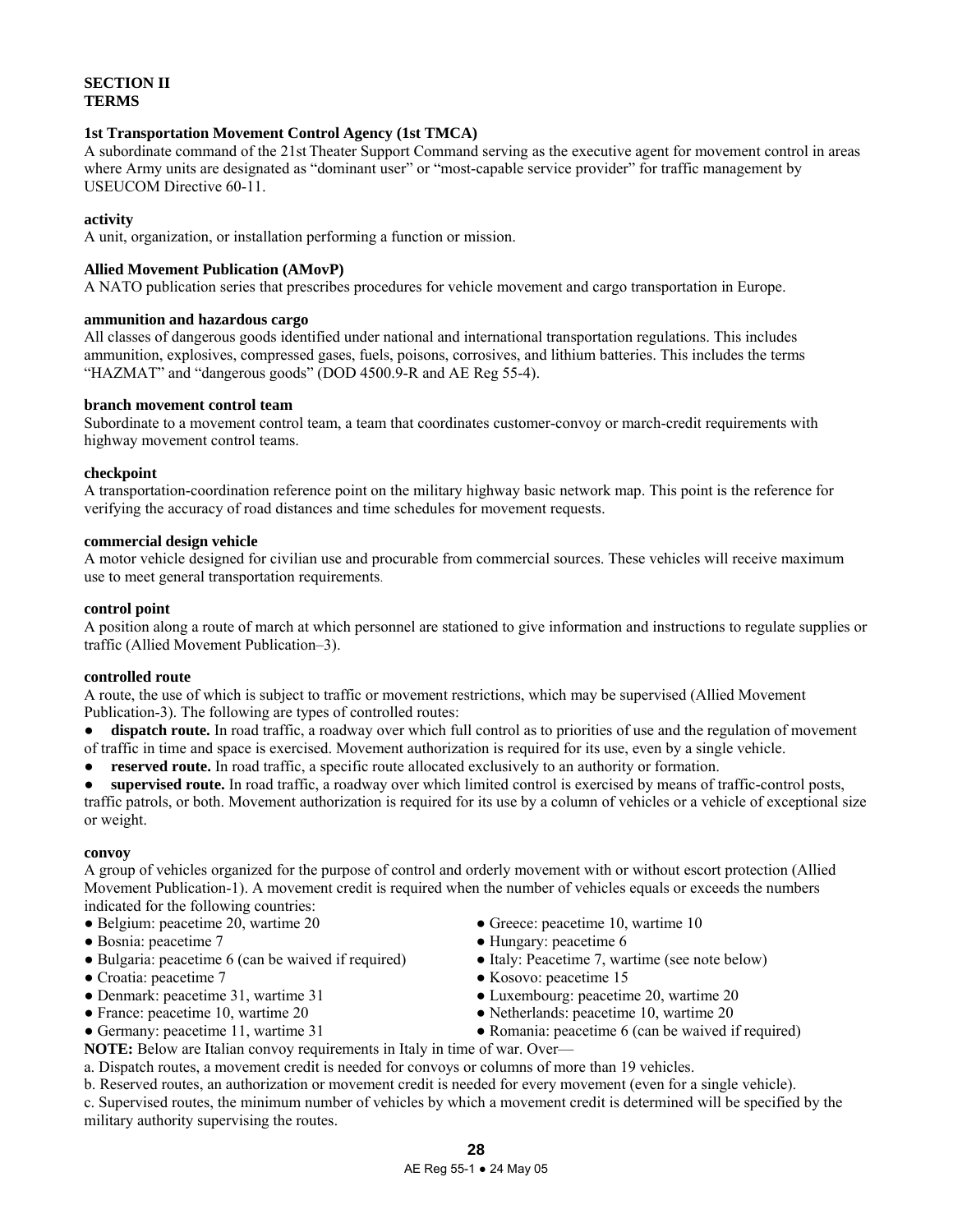**SECTION II**
**TERMS**

**1st Transportation Movement Control Agency (1st TMCA)**
A subordinate command of the 21st Theater Support Command serving as the executive agent for movement control in areas where Army units are designated as "dominant user" or "most-capable service provider" for traffic management by USEUCOM Directive 60-11.

**activity**
A unit, organization, or installation performing a function or mission.

**Allied Movement Publication (AMovP)**
A NATO publication series that prescribes procedures for vehicle movement and cargo transportation in Europe.

**ammunition and hazardous cargo**
All classes of dangerous goods identified under national and international transportation regulations. This includes ammunition, explosives, compressed gases, fuels, poisons, corrosives, and lithium batteries. This includes the terms "HAZMAT" and "dangerous goods" (DOD 4500.9-R and AE Reg 55-4).

**branch movement control team**
Subordinate to a movement control team, a team that coordinates customer-convoy or march-credit requirements with highway movement control teams.

**checkpoint**
A transportation-coordination reference point on the military highway basic network map. This point is the reference for verifying the accuracy of road distances and time schedules for movement requests.

**commercial design vehicle**
A motor vehicle designed for civilian use and procurable from commercial sources. These vehicles will receive maximum use to meet general transportation requirements.

**control point**
A position along a route of march at which personnel are stationed to give information and instructions to regulate supplies or traffic (Allied Movement Publication–3).

**controlled route**
A route, the use of which is subject to traffic or movement restrictions, which may be supervised (Allied Movement Publication-3). The following are types of controlled routes:

- **dispatch route.** In road traffic, a roadway over which full control as to priorities of use and the regulation of movement of traffic in time and space is exercised. Movement authorization is required for its use, even by a single vehicle.
- **reserved route.** In road traffic, a specific route allocated exclusively to an authority or formation.
- **supervised route.** In road traffic, a roadway over which limited control is exercised by means of traffic-control posts, traffic patrols, or both. Movement authorization is required for its use by a column of vehicles or a vehicle of exceptional size or weight.

**convoy**
A group of vehicles organized for the purpose of control and orderly movement with or without escort protection (Allied Movement Publication-1). A movement credit is required when the number of vehicles equals or exceeds the numbers indicated for the following countries:

- Belgium: peacetime 20, wartime 20
- Bosnia: peacetime 7
- Bulgaria: peacetime 6 (can be waived if required)
- Croatia: peacetime 7
- Denmark: peacetime 31, wartime 31
- France: peacetime 10, wartime 20
- Germany: peacetime 11, wartime 31
- Greece: peacetime 10, wartime 10
- Hungary: peacetime 6
- Italy: Peacetime 7, wartime (see note below)
- Kosovo: peacetime 15
- Luxembourg: peacetime 20, wartime 20
- Netherlands: peacetime 10, wartime 20
- Romania: peacetime 6 (can be waived if required)

**NOTE:** Below are Italian convoy requirements in Italy in time of war. Over—

a. Dispatch routes, a movement credit is needed for convoys or columns of more than 19 vehicles.

b. Reserved routes, an authorization or movement credit is needed for every movement (even for a single vehicle).

c. Supervised routes, the minimum number of vehicles by which a movement credit is determined will be specified by the military authority supervising the routes.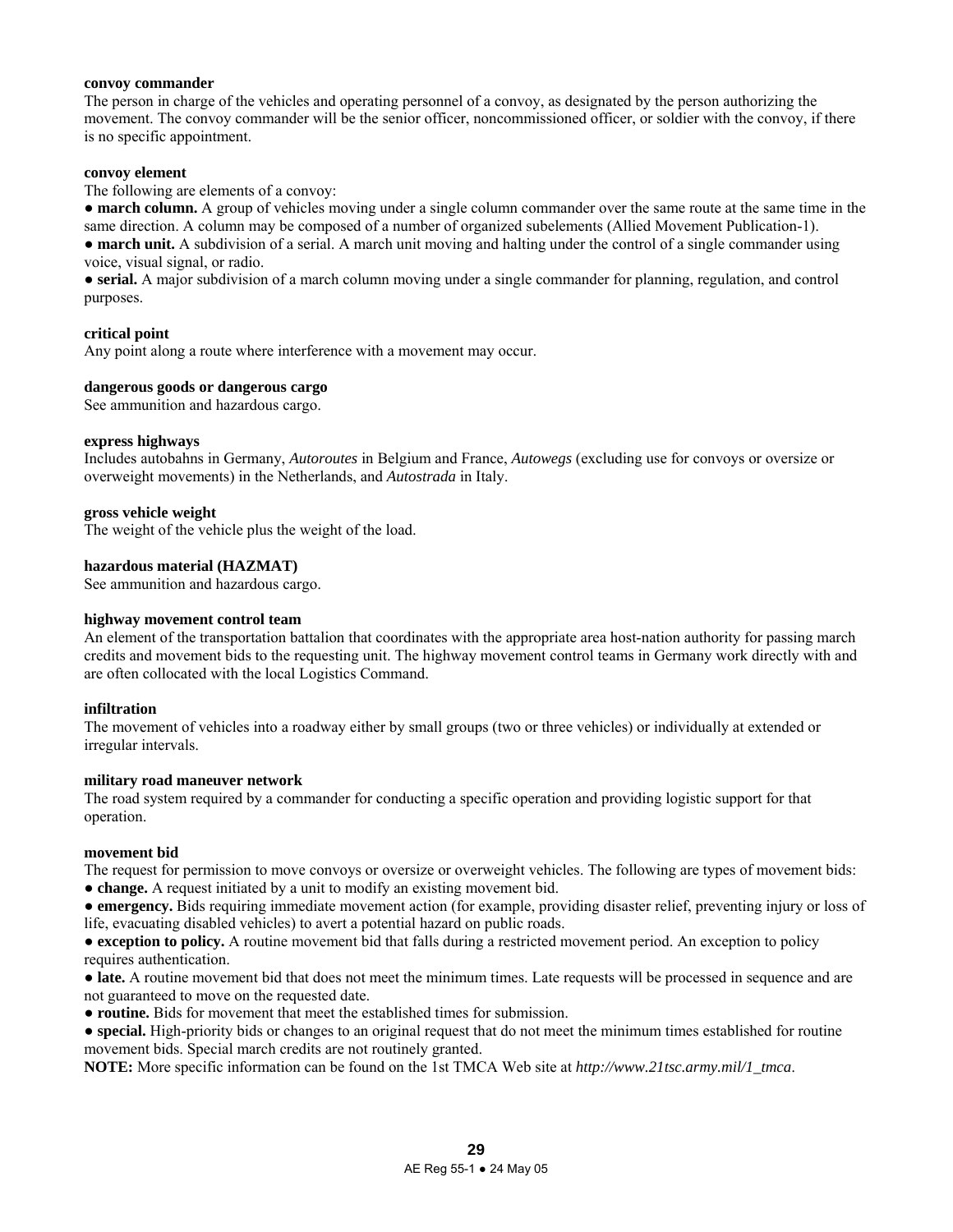**convoy commander**

The person in charge of the vehicles and operating personnel of a convoy, as designated by the person authorizing the movement. The convoy commander will be the senior officer, noncommissioned officer, or soldier with the convoy, if there is no specific appointment.

**convoy element**

The following are elements of a convoy:

- **march column.** A group of vehicles moving under a single column commander over the same route at the same time in the same direction. A column may be composed of a number of organized subelements (Allied Movement Publication-1).
- **march unit.** A subdivision of a serial. A march unit moving and halting under the control of a single commander using voice, visual signal, or radio.
- **serial.** A major subdivision of a march column moving under a single commander for planning, regulation, and control purposes.

**critical point**

Any point along a route where interference with a movement may occur.

**dangerous goods or dangerous cargo**

See ammunition and hazardous cargo.

**express highways**

Includes autobahns in Germany, *Autoroutes* in Belgium and France, *Autowegs* (excluding use for convoys or oversize or overweight movements) in the Netherlands, and *Autostrada* in Italy.

**gross vehicle weight**

The weight of the vehicle plus the weight of the load.

**hazardous material (HAZMAT)**

See ammunition and hazardous cargo.

**highway movement control team**

An element of the transportation battalion that coordinates with the appropriate area host-nation authority for passing march credits and movement bids to the requesting unit. The highway movement control teams in Germany work directly with and are often collocated with the local Logistics Command.

**infiltration**

The movement of vehicles into a roadway either by small groups (two or three vehicles) or individually at extended or irregular intervals.

**military road maneuver network**

The road system required by a commander for conducting a specific operation and providing logistic support for that operation.

**movement bid**

The request for permission to move convoys or oversize or overweight vehicles. The following are types of movement bids:

- **change.** A request initiated by a unit to modify an existing movement bid.
- **emergency.** Bids requiring immediate movement action (for example, providing disaster relief, preventing injury or loss of life, evacuating disabled vehicles) to avert a potential hazard on public roads.
- **exception to policy.** A routine movement bid that falls during a restricted movement period. An exception to policy requires authentication.
- **late.** A routine movement bid that does not meet the minimum times. Late requests will be processed in sequence and are not guaranteed to move on the requested date.
- **routine.** Bids for movement that meet the established times for submission.
- **special.** High-priority bids or changes to an original request that do not meet the minimum times established for routine movement bids. Special march credits are not routinely granted.

**NOTE:** More specific information can be found on the 1st TMCA Web site at *http://www.21tsc.army.mil/1_tmca*.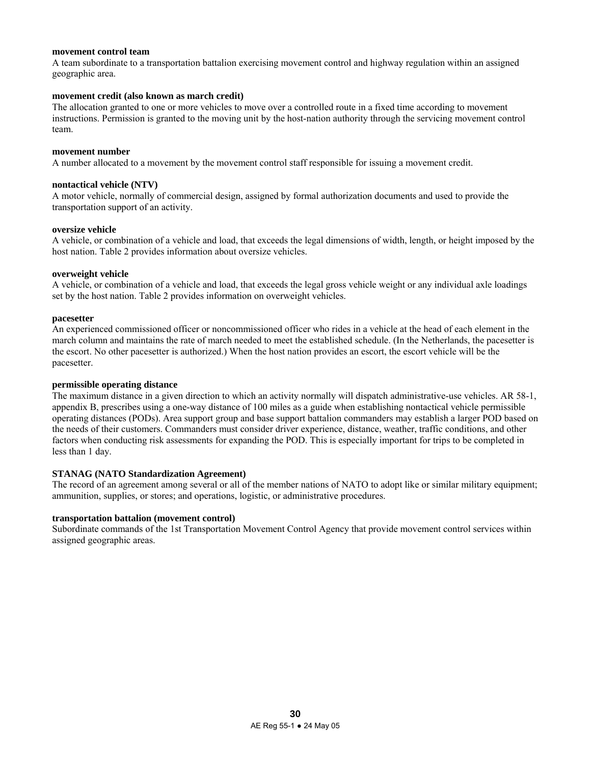**movement control team**
A team subordinate to a transportation battalion exercising movement control and highway regulation within an assigned geographic area.

**movement credit (also known as march credit)**
The allocation granted to one or more vehicles to move over a controlled route in a fixed time according to movement instructions. Permission is granted to the moving unit by the host-nation authority through the servicing movement control team.

**movement number**
A number allocated to a movement by the movement control staff responsible for issuing a movement credit.

**nontactical vehicle (NTV)**
A motor vehicle, normally of commercial design, assigned by formal authorization documents and used to provide the transportation support of an activity.

**oversize vehicle**
A vehicle, or combination of a vehicle and load, that exceeds the legal dimensions of width, length, or height imposed by the host nation. Table 2 provides information about oversize vehicles.

**overweight vehicle**
A vehicle, or combination of a vehicle and load, that exceeds the legal gross vehicle weight or any individual axle loadings set by the host nation. Table 2 provides information on overweight vehicles.

**pacesetter**
An experienced commissioned officer or noncommissioned officer who rides in a vehicle at the head of each element in the march column and maintains the rate of march needed to meet the established schedule. (In the Netherlands, the pacesetter is the escort. No other pacesetter is authorized.) When the host nation provides an escort, the escort vehicle will be the pacesetter.

**permissible operating distance**
The maximum distance in a given direction to which an activity normally will dispatch administrative-use vehicles. AR 58-1, appendix B, prescribes using a one-way distance of 100 miles as a guide when establishing nontactical vehicle permissible operating distances (PODs). Area support group and base support battalion commanders may establish a larger POD based on the needs of their customers. Commanders must consider driver experience, distance, weather, traffic conditions, and other factors when conducting risk assessments for expanding the POD. This is especially important for trips to be completed in less than 1 day.

**STANAG (NATO Standardization Agreement)**
The record of an agreement among several or all of the member nations of NATO to adopt like or similar military equipment; ammunition, supplies, or stores; and operations, logistic, or administrative procedures.

**transportation battalion (movement control)**
Subordinate commands of the 1st Transportation Movement Control Agency that provide movement control services within assigned geographic areas.